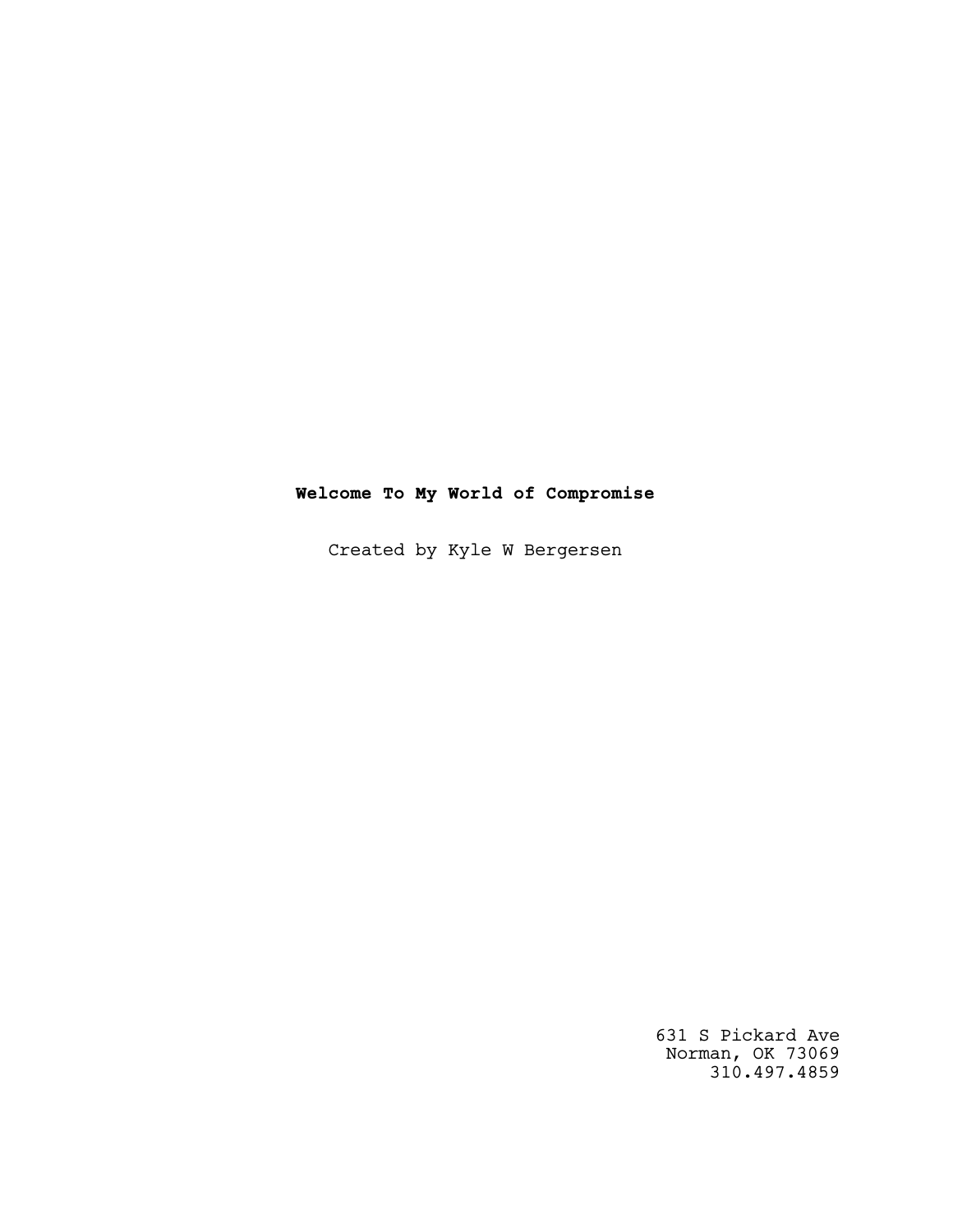**Welcome To My World of Compromise**

Created by Kyle W Bergersen

631 S Pickard Ave
Norman, OK 73069
310.497.4859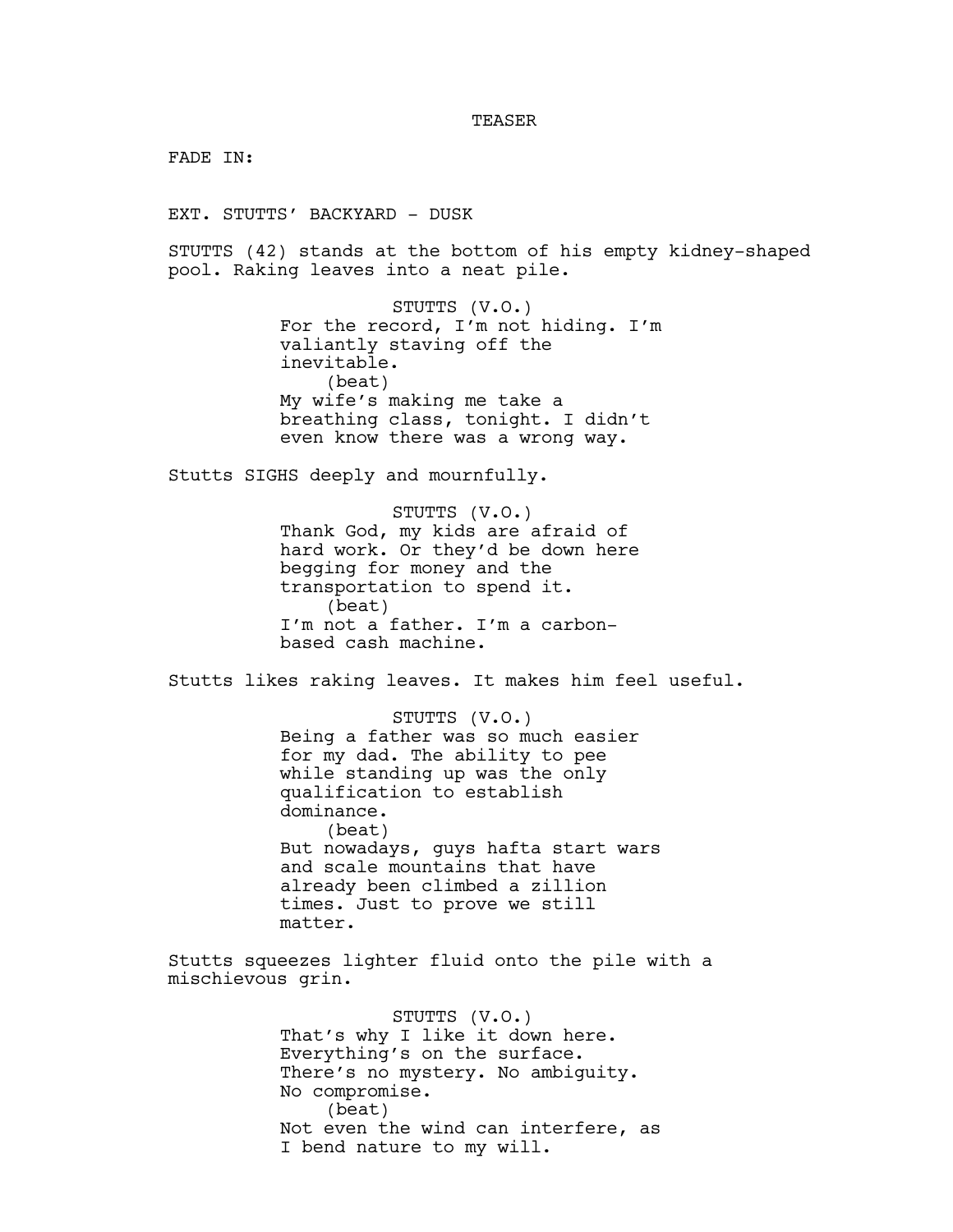TEASER

FADE IN:

EXT. STUTTS' BACKYARD - DUSK

STUTTS (42) stands at the bottom of his empty kidney-shaped pool. Raking leaves into a neat pile.

STUTTS (V.O.)
For the record, I'm not hiding. I'm valiantly staving off the inevitable.
(beat)
My wife's making me take a breathing class, tonight. I didn't even know there was a wrong way.

Stutts SIGHS deeply and mournfully.

STUTTS (V.O.)
Thank God, my kids are afraid of hard work. Or they'd be down here begging for money and the transportation to spend it.
(beat)
I'm not a father. I'm a carbon-based cash machine.

Stutts likes raking leaves. It makes him feel useful.

STUTTS (V.O.)
Being a father was so much easier for my dad. The ability to pee while standing up was the only qualification to establish dominance.
(beat)
But nowadays, guys hafta start wars and scale mountains that have already been climbed a zillion times. Just to prove we still matter.

Stutts squeezes lighter fluid onto the pile with a mischievous grin.

STUTTS (V.O.)
That's why I like it down here. Everything's on the surface. There's no mystery. No ambiguity. No compromise.
(beat)
Not even the wind can interfere, as I bend nature to my will.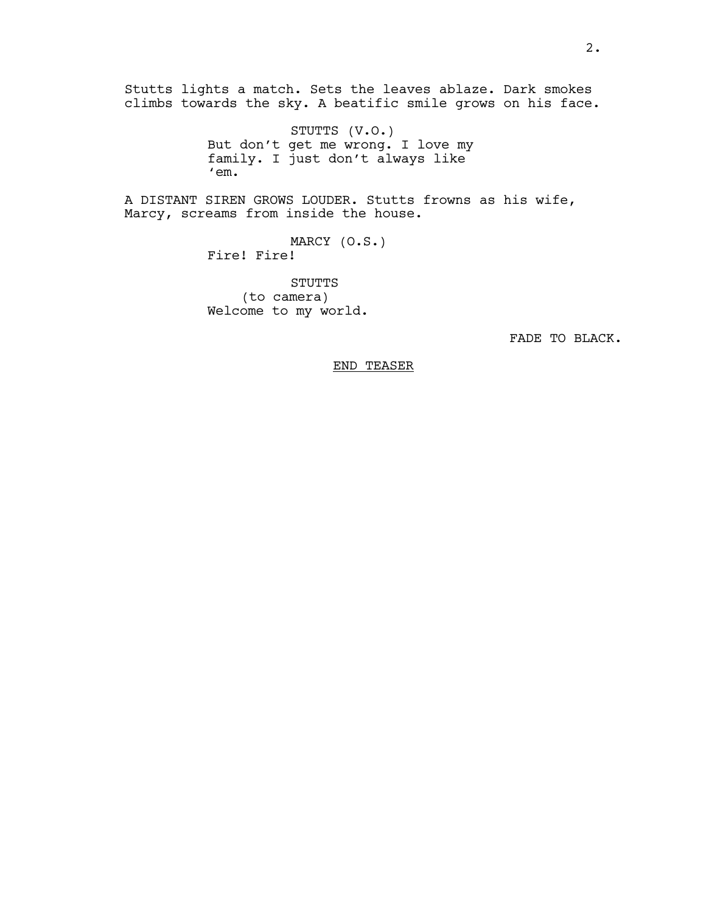Stutts lights a match. Sets the leaves ablaze. Dark smokes climbs towards the sky. A beatific smile grows on his face.

STUTTS (V.O.)
But don't get me wrong. I love my family. I just don't always like 'em.

A DISTANT SIREN GROWS LOUDER. Stutts frowns as his wife, Marcy, screams from inside the house.

MARCY (O.S.)
Fire! Fire!

STUTTS
(to camera)
Welcome to my world.

FADE TO BLACK.

END TEASER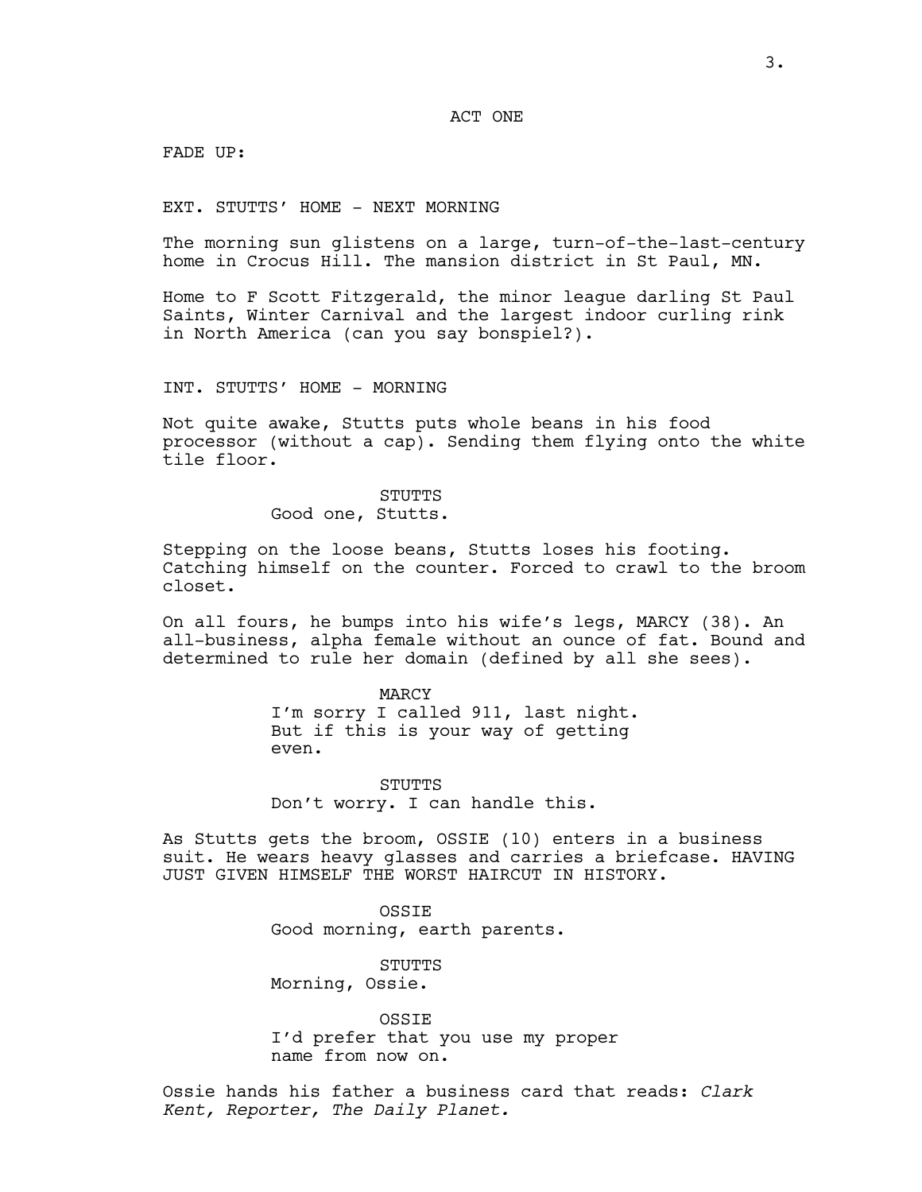ACT ONE

FADE UP:

EXT. STUTTS' HOME - NEXT MORNING

The morning sun glistens on a large, turn-of-the-last-century home in Crocus Hill. The mansion district in St Paul, MN.

Home to F Scott Fitzgerald, the minor league darling St Paul Saints, Winter Carnival and the largest indoor curling rink in North America (can you say bonspiel?).

INT. STUTTS' HOME - MORNING

Not quite awake, Stutts puts whole beans in his food processor (without a cap). Sending them flying onto the white tile floor.

STUTTS
Good one, Stutts.

Stepping on the loose beans, Stutts loses his footing. Catching himself on the counter. Forced to crawl to the broom closet.

On all fours, he bumps into his wife's legs, MARCY (38). An all-business, alpha female without an ounce of fat. Bound and determined to rule her domain (defined by all she sees).

MARCY
I'm sorry I called 911, last night. But if this is your way of getting even.

STUTTS
Don't worry. I can handle this.

As Stutts gets the broom, OSSIE (10) enters in a business suit. He wears heavy glasses and carries a briefcase. HAVING JUST GIVEN HIMSELF THE WORST HAIRCUT IN HISTORY.

OSSIE
Good morning, earth parents.

STUTTS
Morning, Ossie.

OSSIE
I'd prefer that you use my proper name from now on.

Ossie hands his father a business card that reads: *Clark Kent, Reporter, The Daily Planet.*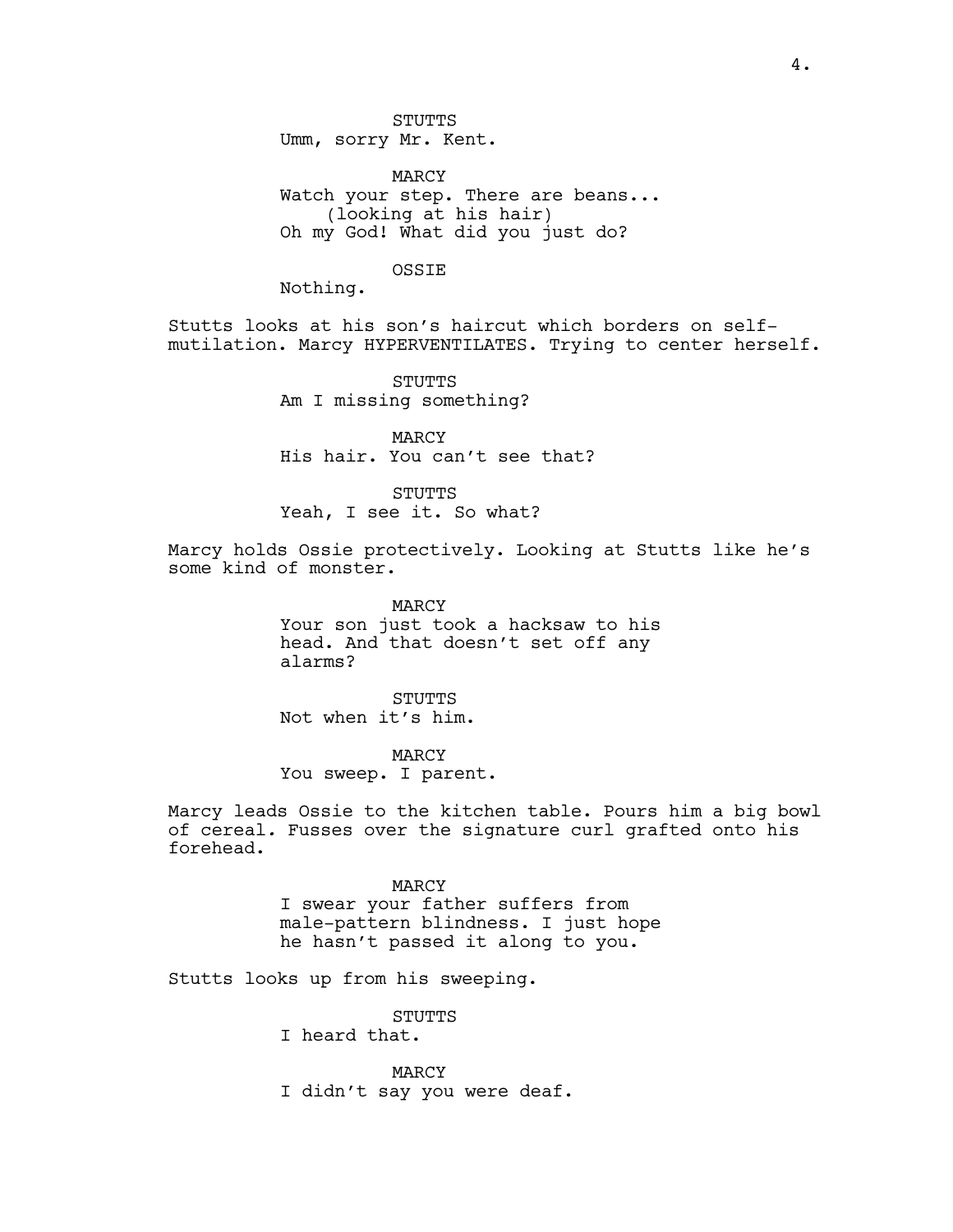STUTTS
Umm, sorry Mr. Kent.

MARCY
Watch your step. There are beans...
(looking at his hair)
Oh my God! What did you just do?

OSSIE
Nothing.

Stutts looks at his son's haircut which borders on self-mutilation. Marcy HYPERVENTILATES. Trying to center herself.

STUTTS
Am I missing something?

MARCY
His hair. You can't see that?

STUTTS
Yeah, I see it. So what?

Marcy holds Ossie protectively. Looking at Stutts like he's some kind of monster.

MARCY
Your son just took a hacksaw to his head. And that doesn't set off any alarms?

STUTTS
Not when it's him.

MARCY
You sweep. I parent.

Marcy leads Ossie to the kitchen table. Pours him a big bowl of cereal. Fusses over the signature curl grafted onto his forehead.

MARCY
I swear your father suffers from male-pattern blindness. I just hope he hasn't passed it along to you.

Stutts looks up from his sweeping.

STUTTS
I heard that.

MARCY
I didn't say you were deaf.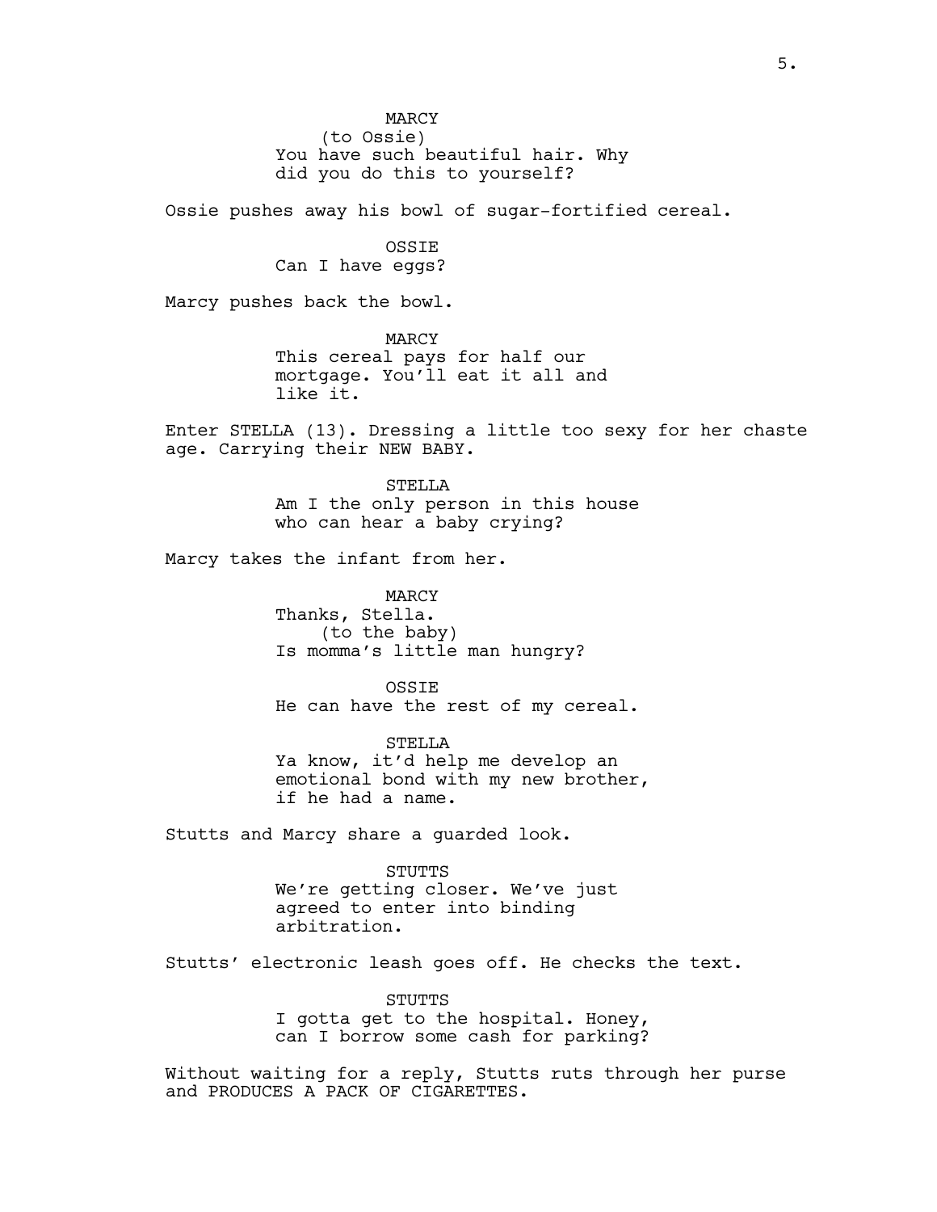MARCY
(to Ossie)
You have such beautiful hair. Why did you do this to yourself?

Ossie pushes away his bowl of sugar-fortified cereal.

OSSIE
Can I have eggs?

Marcy pushes back the bowl.

MARCY
This cereal pays for half our mortgage. You'll eat it all and like it.

Enter STELLA (13). Dressing a little too sexy for her chaste age. Carrying their NEW BABY.

STELLA
Am I the only person in this house who can hear a baby crying?

Marcy takes the infant from her.

MARCY
Thanks, Stella.
(to the baby)
Is momma's little man hungry?

OSSIE
He can have the rest of my cereal.

STELLA
Ya know, it'd help me develop an emotional bond with my new brother, if he had a name.

Stutts and Marcy share a guarded look.

STUTTS
We're getting closer. We've just agreed to enter into binding arbitration.

Stutts' electronic leash goes off. He checks the text.

STUTTS
I gotta get to the hospital. Honey, can I borrow some cash for parking?

Without waiting for a reply, Stutts ruts through her purse and PRODUCES A PACK OF CIGARETTES.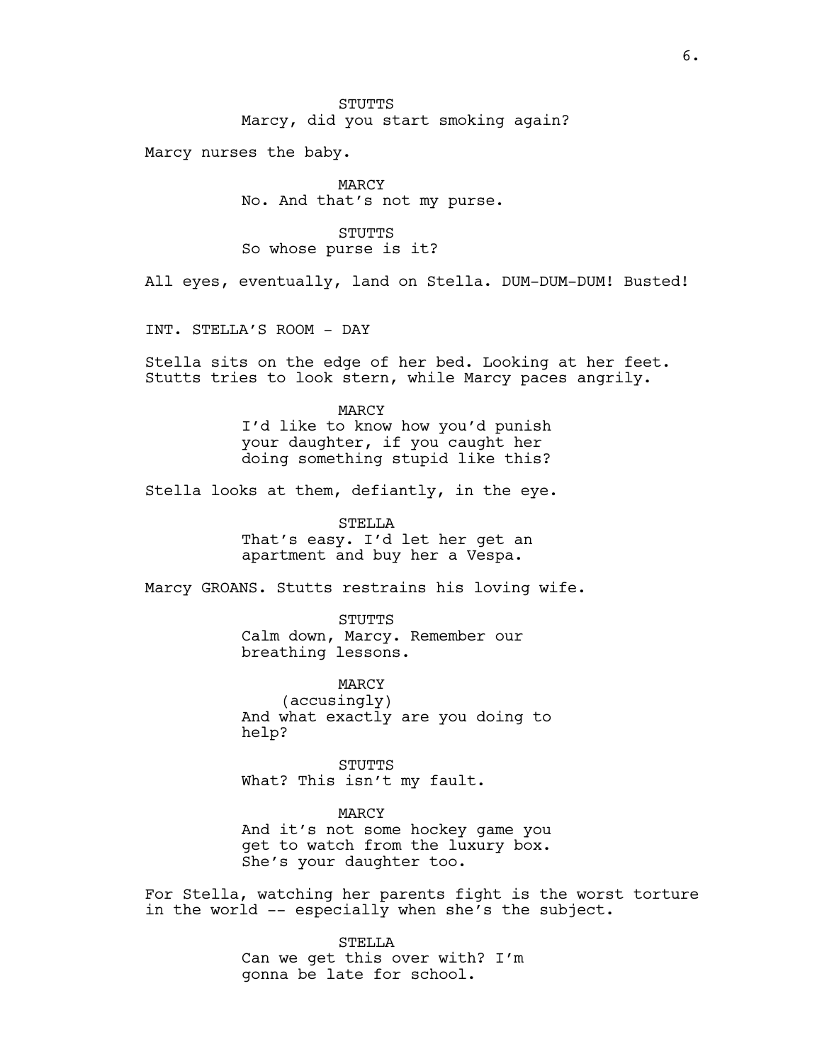STUTTS
Marcy, did you start smoking again?

Marcy nurses the baby.

MARCY
No. And that's not my purse.

STUTTS
So whose purse is it?

All eyes, eventually, land on Stella. DUM-DUM-DUM! Busted!

INT. STELLA'S ROOM - DAY

Stella sits on the edge of her bed. Looking at her feet. Stutts tries to look stern, while Marcy paces angrily.

MARCY
I'd like to know how you'd punish your daughter, if you caught her doing something stupid like this?

Stella looks at them, defiantly, in the eye.

STELLA
That's easy. I'd let her get an apartment and buy her a Vespa.

Marcy GROANS. Stutts restrains his loving wife.

STUTTS
Calm down, Marcy. Remember our breathing lessons.

MARCY
(accusingly)
And what exactly are you doing to help?

STUTTS
What? This isn't my fault.

MARCY
And it's not some hockey game you get to watch from the luxury box. She's your daughter too.

For Stella, watching her parents fight is the worst torture in the world -- especially when she's the subject.

STELLA
Can we get this over with? I'm gonna be late for school.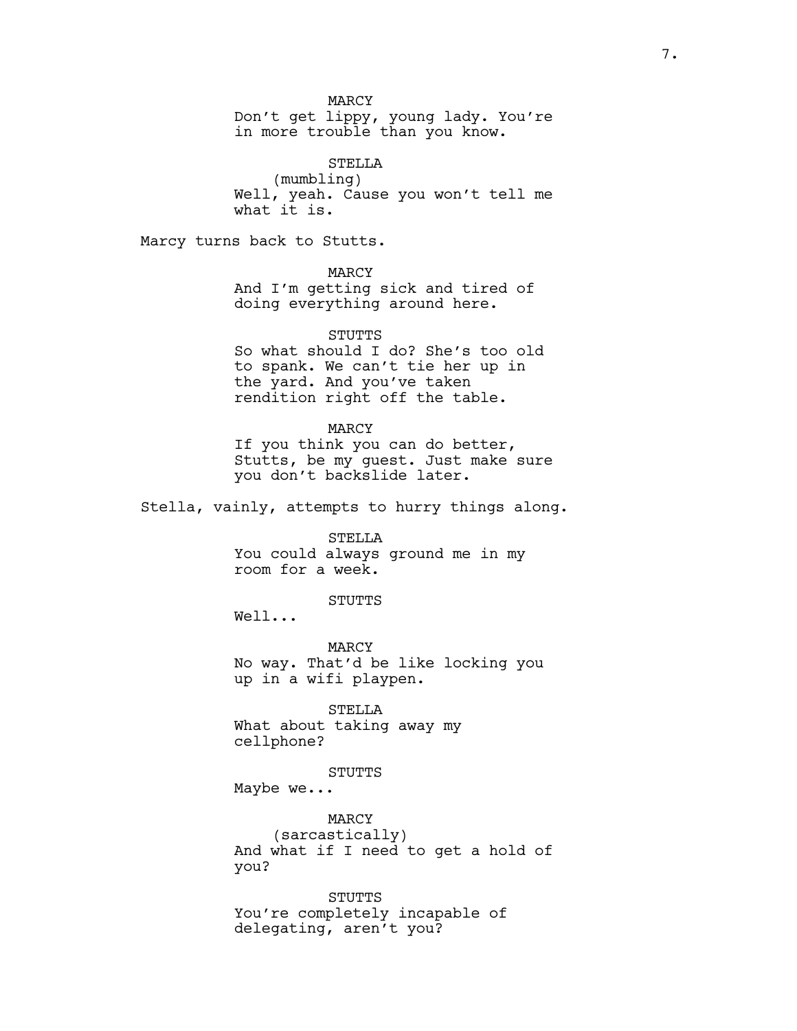MARCY
Don't get lippy, young lady. You're in more trouble than you know.

STELLA
(mumbling)
Well, yeah. Cause you won't tell me what it is.

Marcy turns back to Stutts.

MARCY
And I'm getting sick and tired of doing everything around here.

STUTTS
So what should I do? She's too old to spank. We can't tie her up in the yard. And you've taken rendition right off the table.

MARCY
If you think you can do better, Stutts, be my guest. Just make sure you don't backslide later.

Stella, vainly, attempts to hurry things along.

STELLA
You could always ground me in my room for a week.

STUTTS
Well...

MARCY
No way. That'd be like locking you up in a wifi playpen.

STELLA
What about taking away my cellphone?

STUTTS
Maybe we...

MARCY
(sarcastically)
And what if I need to get a hold of you?

STUTTS
You're completely incapable of delegating, aren't you?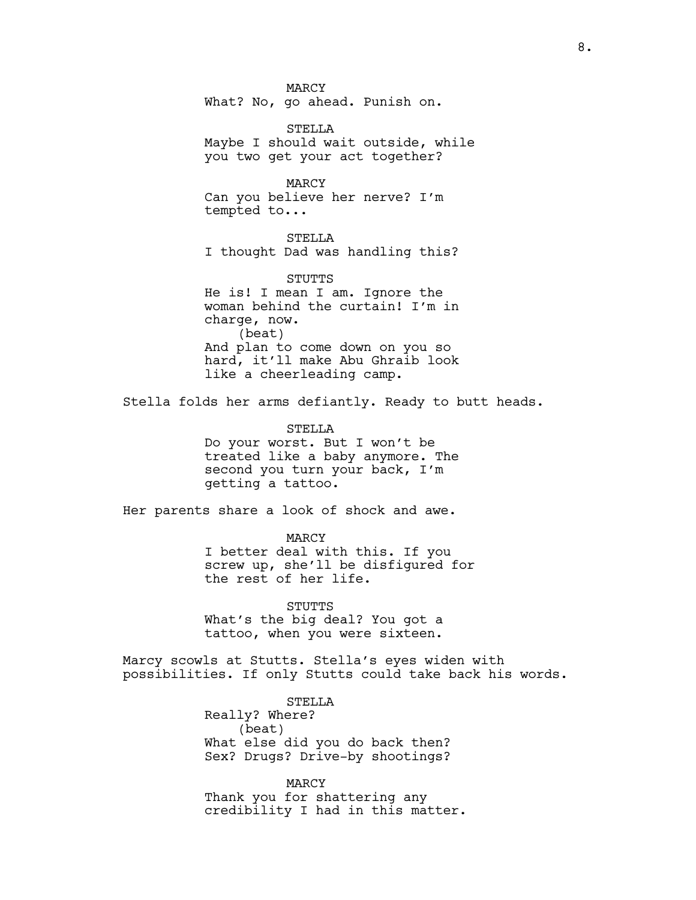MARCY
What? No, go ahead. Punish on.

STELLA
Maybe I should wait outside, while you two get your act together?

MARCY
Can you believe her nerve? I'm tempted to...

STELLA
I thought Dad was handling this?

STUTTS
He is! I mean I am. Ignore the woman behind the curtain! I'm in charge, now.
(beat)
And plan to come down on you so hard, it'll make Abu Ghraib look like a cheerleading camp.

Stella folds her arms defiantly. Ready to butt heads.

STELLA
Do your worst. But I won't be treated like a baby anymore. The second you turn your back, I'm getting a tattoo.

Her parents share a look of shock and awe.

MARCY
I better deal with this. If you screw up, she'll be disfigured for the rest of her life.

STUTTS
What's the big deal? You got a tattoo, when you were sixteen.

Marcy scowls at Stutts. Stella's eyes widen with possibilities. If only Stutts could take back his words.

STELLA
Really? Where?
(beat)
What else did you do back then? Sex? Drugs? Drive-by shootings?

MARCY
Thank you for shattering any credibility I had in this matter.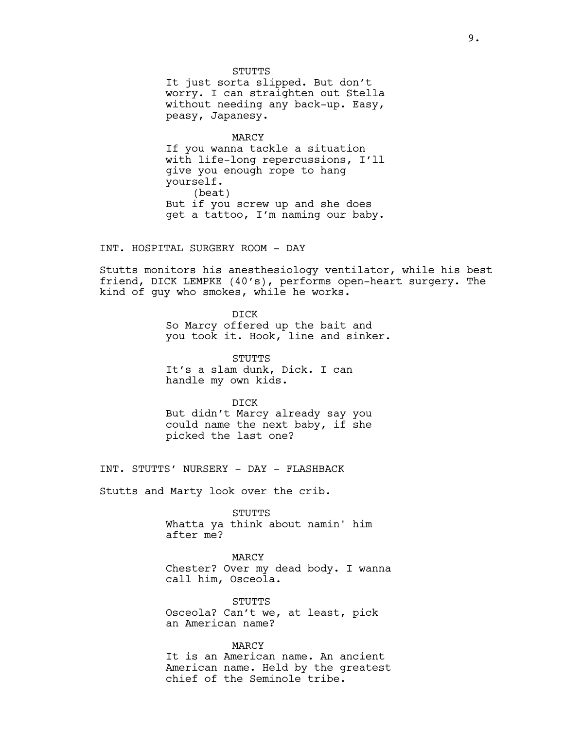STUTTS
It just sorta slipped. But don't worry. I can straighten out Stella without needing any back-up. Easy, peasy, Japanesy.

MARCY
If you wanna tackle a situation with life-long repercussions, I'll give you enough rope to hang yourself.
(beat)
But if you screw up and she does get a tattoo, I'm naming our baby.

INT. HOSPITAL SURGERY ROOM - DAY

Stutts monitors his anesthesiology ventilator, while his best friend, DICK LEMPKE (40's), performs open-heart surgery. The kind of guy who smokes, while he works.

DICK
So Marcy offered up the bait and you took it. Hook, line and sinker.

STUTTS
It's a slam dunk, Dick. I can handle my own kids.

DICK
But didn't Marcy already say you could name the next baby, if she picked the last one?

INT. STUTTS' NURSERY - DAY - FLASHBACK

Stutts and Marty look over the crib.

STUTTS
Whatta ya think about namin' him after me?

MARCY
Chester? Over my dead body. I wanna call him, Osceola.

STUTTS
Osceola? Can't we, at least, pick an American name?

MARCY
It is an American name. An ancient American name. Held by the greatest chief of the Seminole tribe.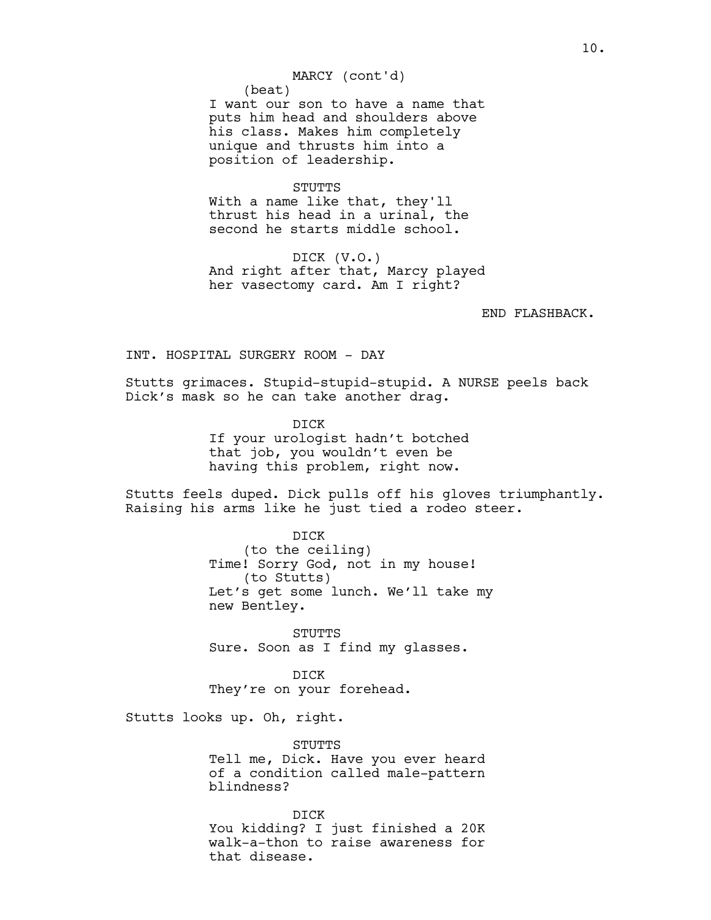MARCY (cont'd)
(beat)
I want our son to have a name that puts him head and shoulders above his class. Makes him completely unique and thrusts him into a position of leadership.

STUTTS
With a name like that, they'll thrust his head in a urinal, the second he starts middle school.

DICK (V.O.)
And right after that, Marcy played her vasectomy card. Am I right?

END FLASHBACK.

INT. HOSPITAL SURGERY ROOM - DAY

Stutts grimaces. Stupid-stupid-stupid. A NURSE peels back Dick's mask so he can take another drag.

DICK
If your urologist hadn't botched that job, you wouldn't even be having this problem, right now.

Stutts feels duped. Dick pulls off his gloves triumphantly. Raising his arms like he just tied a rodeo steer.

DICK
(to the ceiling)
Time! Sorry God, not in my house!
(to Stutts)
Let's get some lunch. We'll take my new Bentley.

STUTTS
Sure. Soon as I find my glasses.

DICK
They're on your forehead.

Stutts looks up. Oh, right.

STUTTS
Tell me, Dick. Have you ever heard of a condition called male-pattern blindness?

DICK
You kidding? I just finished a 20K walk-a-thon to raise awareness for that disease.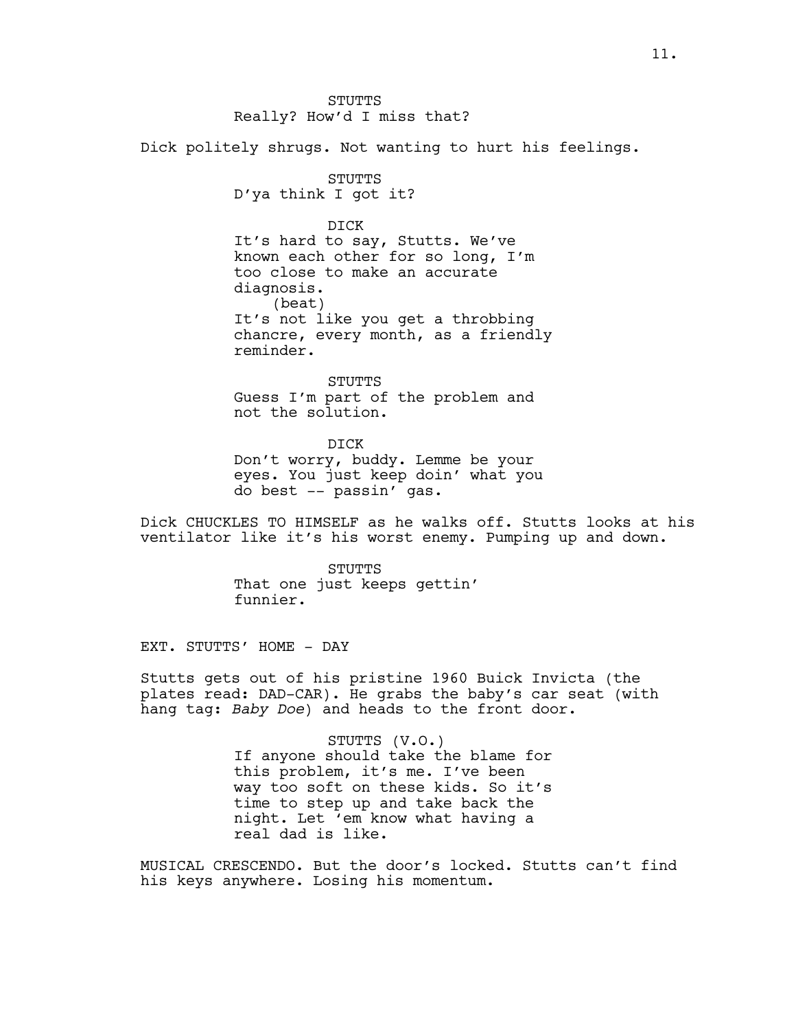STUTTS
Really? How'd I miss that?

Dick politely shrugs. Not wanting to hurt his feelings.

STUTTS
D'ya think I got it?

DICK
It's hard to say, Stutts. We've known each other for so long, I'm too close to make an accurate diagnosis.
(beat)
It's not like you get a throbbing chancre, every month, as a friendly reminder.

STUTTS
Guess I'm part of the problem and not the solution.

DICK
Don't worry, buddy. Lemme be your eyes. You just keep doin' what you do best -- passin' gas.

Dick CHUCKLES TO HIMSELF as he walks off. Stutts looks at his ventilator like it's his worst enemy. Pumping up and down.

STUTTS
That one just keeps gettin' funnier.

EXT. STUTTS' HOME - DAY

Stutts gets out of his pristine 1960 Buick Invicta (the plates read: DAD-CAR). He grabs the baby's car seat (with hang tag: *Baby Doe*) and heads to the front door.

STUTTS (V.O.)
If anyone should take the blame for this problem, it's me. I've been way too soft on these kids. So it's time to step up and take back the night. Let 'em know what having a real dad is like.

MUSICAL CRESCENDO. But the door's locked. Stutts can't find his keys anywhere. Losing his momentum.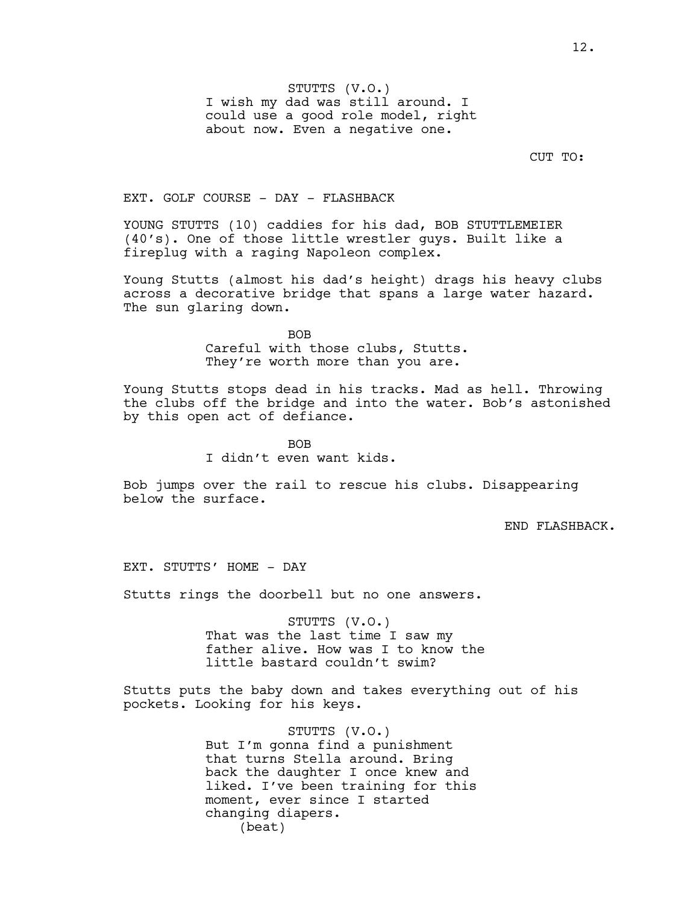STUTTS (V.O.)
I wish my dad was still around. I could use a good role model, right about now. Even a negative one.

CUT TO:

EXT. GOLF COURSE - DAY - FLASHBACK

YOUNG STUTTS (10) caddies for his dad, BOB STUTTLEMEIER (40's). One of those little wrestler guys. Built like a fireplug with a raging Napoleon complex.

Young Stutts (almost his dad's height) drags his heavy clubs across a decorative bridge that spans a large water hazard. The sun glaring down.

BOB
Careful with those clubs, Stutts. They're worth more than you are.

Young Stutts stops dead in his tracks. Mad as hell. Throwing the clubs off the bridge and into the water. Bob's astonished by this open act of defiance.

BOB
I didn't even want kids.

Bob jumps over the rail to rescue his clubs. Disappearing below the surface.

END FLASHBACK.

EXT. STUTTS' HOME - DAY

Stutts rings the doorbell but no one answers.

STUTTS (V.O.)
That was the last time I saw my father alive. How was I to know the little bastard couldn't swim?

Stutts puts the baby down and takes everything out of his pockets. Looking for his keys.

STUTTS (V.O.)
But I'm gonna find a punishment that turns Stella around. Bring back the daughter I once knew and liked. I've been training for this moment, ever since I started changing diapers.
(beat)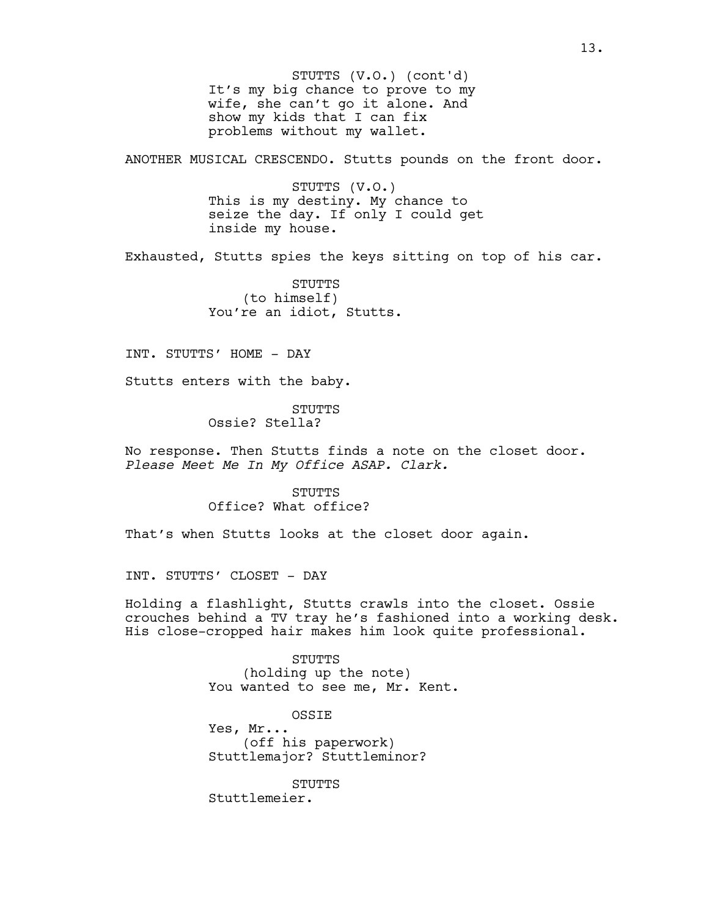STUTTS (V.O.) (cont'd)
It's my big chance to prove to my wife, she can't go it alone. And show my kids that I can fix problems without my wallet.

ANOTHER MUSICAL CRESCENDO. Stutts pounds on the front door.

STUTTS (V.O.)
This is my destiny. My chance to seize the day. If only I could get inside my house.

Exhausted, Stutts spies the keys sitting on top of his car.

STUTTS
(to himself)
You're an idiot, Stutts.

INT. STUTTS' HOME - DAY

Stutts enters with the baby.

STUTTS
Ossie? Stella?

No response. Then Stutts finds a note on the closet door. *Please Meet Me In My Office ASAP. Clark.*

STUTTS
Office? What office?

That's when Stutts looks at the closet door again.

INT. STUTTS' CLOSET - DAY

Holding a flashlight, Stutts crawls into the closet. Ossie crouches behind a TV tray he's fashioned into a working desk. His close-cropped hair makes him look quite professional.

STUTTS
(holding up the note)
You wanted to see me, Mr. Kent.

OSSIE
Yes, Mr...
(off his paperwork)
Stuttlemajor? Stuttleminor?

STUTTS
Stuttlemeier.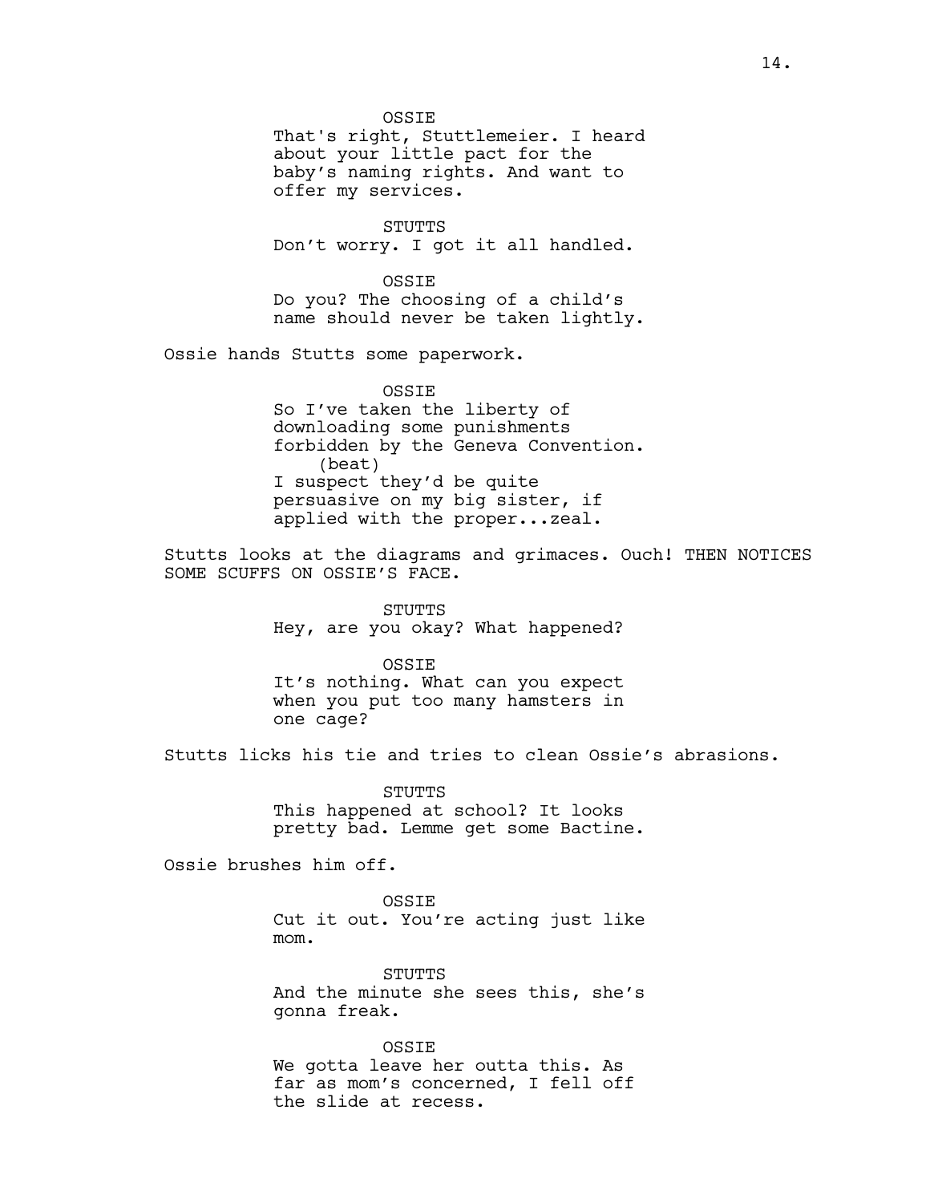OSSIE
That's right, Stuttlemeier. I heard about your little pact for the baby's naming rights. And want to offer my services.

STUTTS
Don't worry. I got it all handled.

OSSIE
Do you? The choosing of a child's name should never be taken lightly.

Ossie hands Stutts some paperwork.

OSSIE
So I've taken the liberty of downloading some punishments forbidden by the Geneva Convention.
(beat)
I suspect they'd be quite persuasive on my big sister, if applied with the proper...zeal.

Stutts looks at the diagrams and grimaces. Ouch! THEN NOTICES SOME SCUFFS ON OSSIE'S FACE.

STUTTS
Hey, are you okay? What happened?

OSSIE
It's nothing. What can you expect when you put too many hamsters in one cage?

Stutts licks his tie and tries to clean Ossie's abrasions.

STUTTS
This happened at school? It looks pretty bad. Lemme get some Bactine.

Ossie brushes him off.

OSSIE
Cut it out. You're acting just like mom.

STUTTS
And the minute she sees this, she's gonna freak.

OSSIE
We gotta leave her outta this. As far as mom's concerned, I fell off the slide at recess.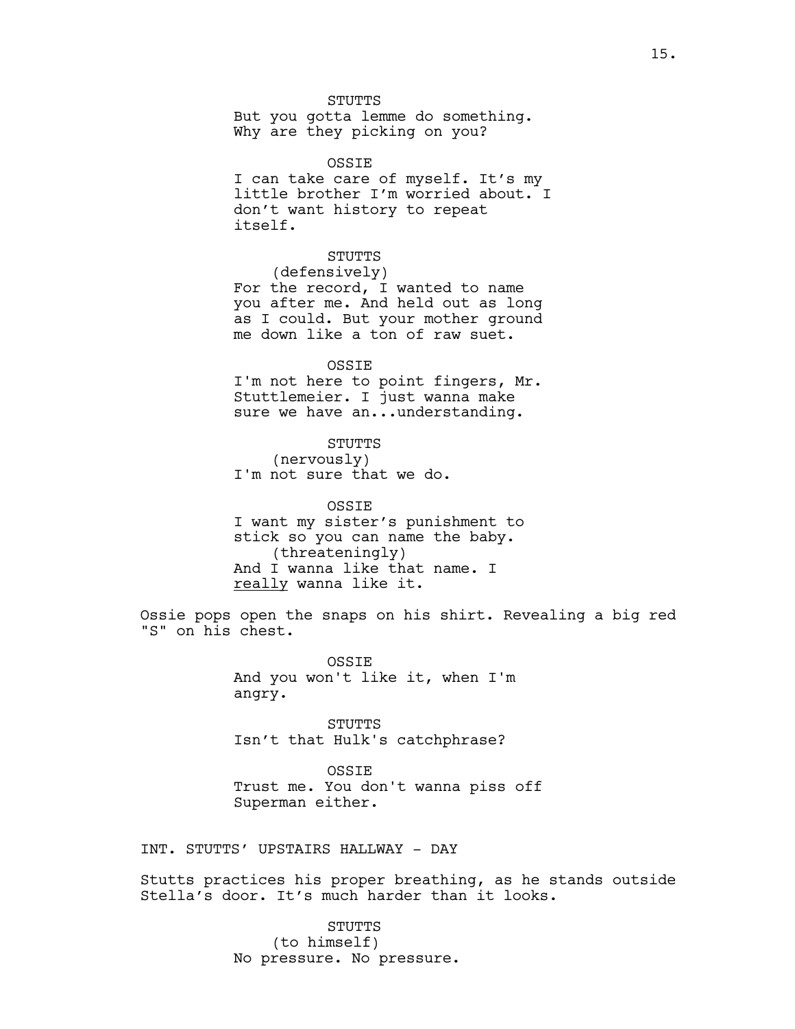STUTTS
But you gotta lemme do something.
Why are they picking on you?

OSSIE
I can take care of myself. It's my
little brother I'm worried about. I
don't want history to repeat
itself.

STUTTS
(defensively)
For the record, I wanted to name
you after me. And held out as long
as I could. But your mother ground
me down like a ton of raw suet.

OSSIE
I'm not here to point fingers, Mr.
Stuttlemeier. I just wanna make
sure we have an...understanding.

STUTTS
(nervously)
I'm not sure that we do.

OSSIE
I want my sister's punishment to
stick so you can name the baby.
(threateningly)
And I wanna like that name. I
<u>really</u> wanna like it.

Ossie pops open the snaps on his shirt. Revealing a big red "S" on his chest.

OSSIE
And you won't like it, when I'm
angry.

STUTTS
Isn't that Hulk's catchphrase?

OSSIE
Trust me. You don't wanna piss off
Superman either.

INT. STUTTS' UPSTAIRS HALLWAY - DAY

Stutts practices his proper breathing, as he stands outside Stella's door. It's much harder than it looks.

STUTTS
(to himself)
No pressure. No pressure.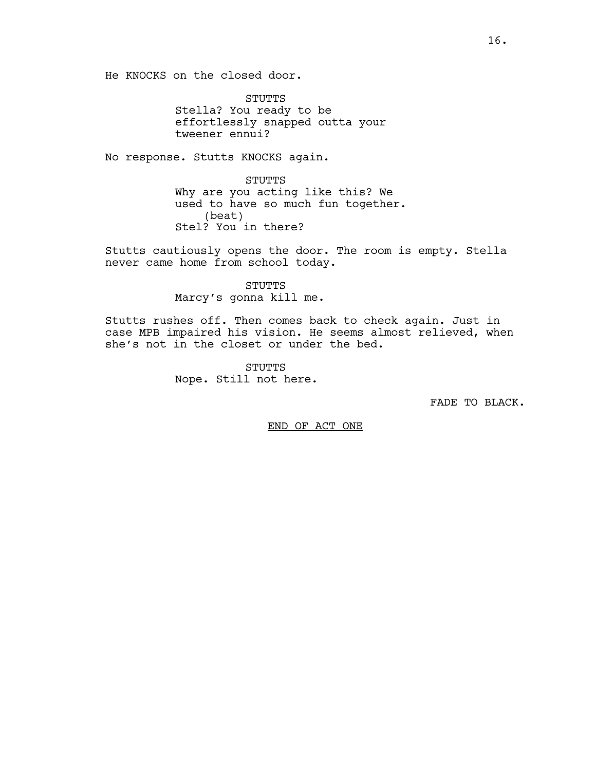He KNOCKS on the closed door.

STUTTS
Stella? You ready to be effortlessly snapped outta your tweener ennui?

No response. Stutts KNOCKS again.

STUTTS
Why are you acting like this? We used to have so much fun together.
(beat)
Stel? You in there?

Stutts cautiously opens the door. The room is empty. Stella never came home from school today.

STUTTS
Marcy's gonna kill me.

Stutts rushes off. Then comes back to check again. Just in case MPB impaired his vision. He seems almost relieved, when she's not in the closet or under the bed.

STUTTS
Nope. Still not here.

FADE TO BLACK.

<u>END OF ACT ONE</u>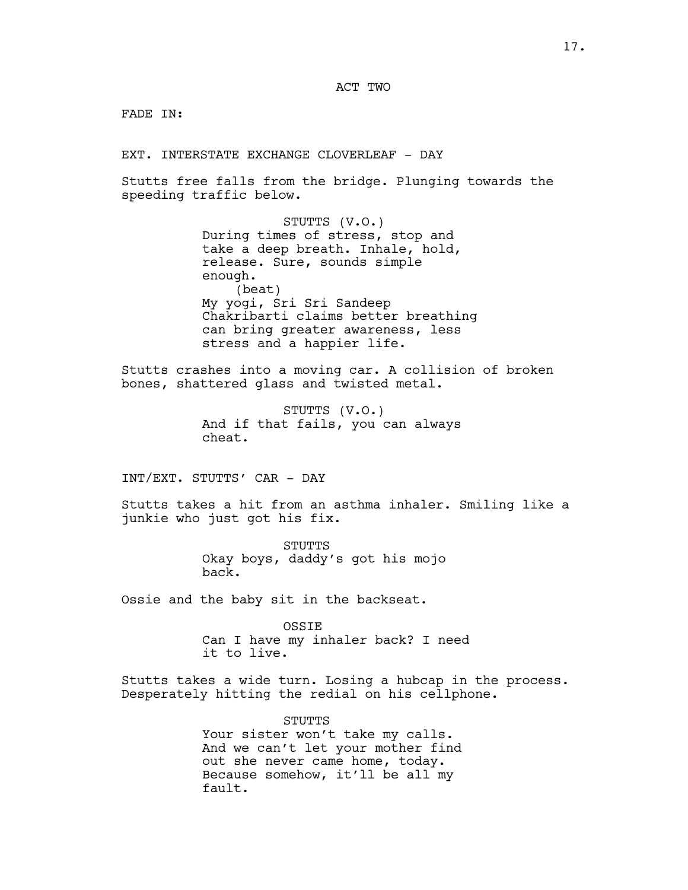ACT TWO

FADE IN:

EXT. INTERSTATE EXCHANGE CLOVERLEAF - DAY

Stutts free falls from the bridge. Plunging towards the speeding traffic below.

STUTTS (V.O.)
During times of stress, stop and take a deep breath. Inhale, hold, release. Sure, sounds simple enough.
(beat)
My yogi, Sri Sri Sandeep Chakribarti claims better breathing can bring greater awareness, less stress and a happier life.

Stutts crashes into a moving car. A collision of broken bones, shattered glass and twisted metal.

STUTTS (V.O.)
And if that fails, you can always cheat.

INT/EXT. STUTTS' CAR - DAY

Stutts takes a hit from an asthma inhaler. Smiling like a junkie who just got his fix.

STUTTS
Okay boys, daddy's got his mojo back.

Ossie and the baby sit in the backseat.

OSSIE
Can I have my inhaler back? I need it to live.

Stutts takes a wide turn. Losing a hubcap in the process. Desperately hitting the redial on his cellphone.

STUTTS
Your sister won't take my calls. And we can't let your mother find out she never came home, today. Because somehow, it'll be all my fault.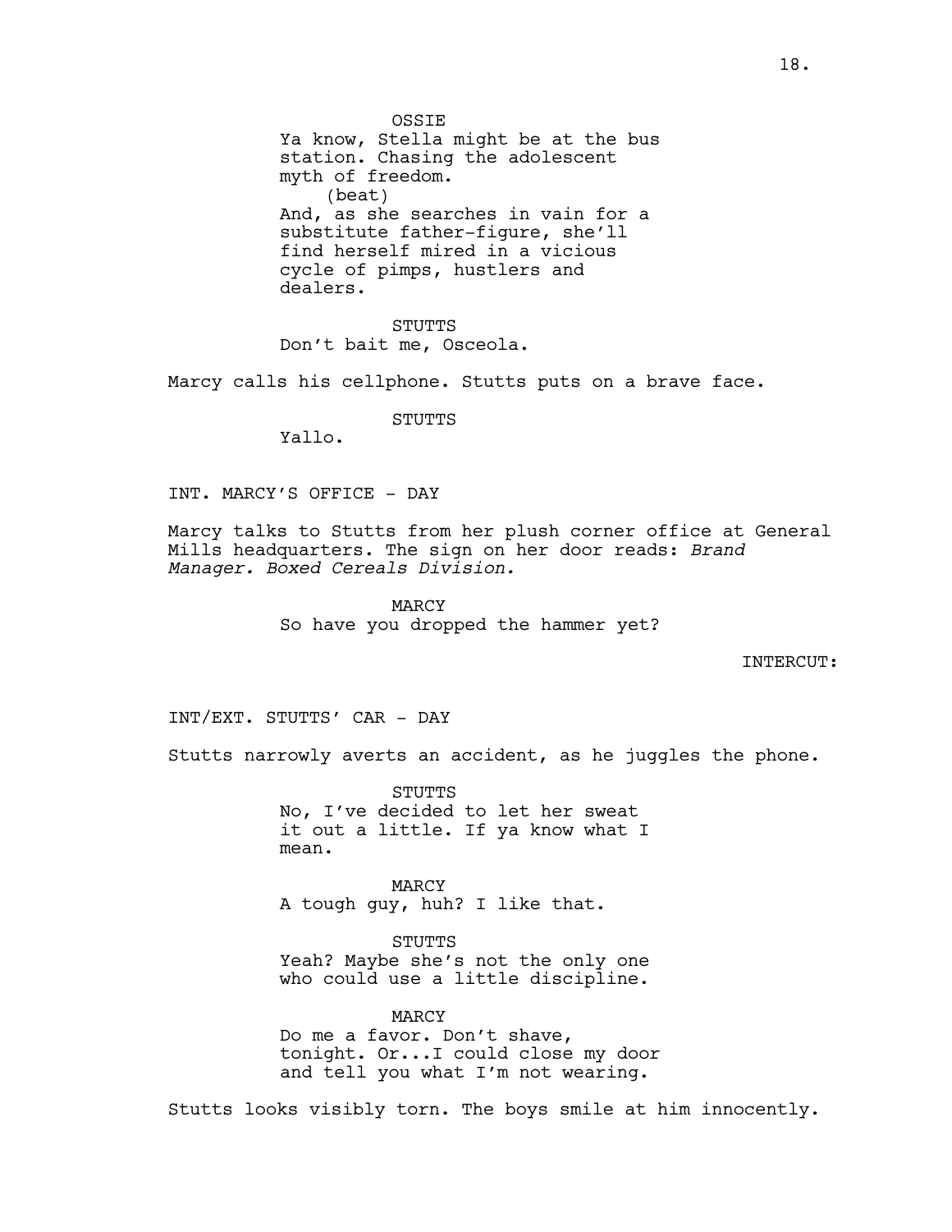OSSIE

Ya know, Stella might be at the bus station. Chasing the adolescent myth of freedom.

(beat)

And, as she searches in vain for a substitute father-figure, she'll find herself mired in a vicious cycle of pimps, hustlers and dealers.

STUTTS

Don't bait me, Osceola.

Marcy calls his cellphone. Stutts puts on a brave face.

STUTTS

Yallo.

INT. MARCY'S OFFICE - DAY

Marcy talks to Stutts from her plush corner office at General Mills headquarters. The sign on her door reads: *Brand Manager. Boxed Cereals Division.*

MARCY

So have you dropped the hammer yet?

INTERCUT:

INT/EXT. STUTTS' CAR - DAY

Stutts narrowly averts an accident, as he juggles the phone.

STUTTS

No, I've decided to let her sweat it out a little. If ya know what I mean.

MARCY

A tough guy, huh? I like that.

STUTTS

Yeah? Maybe she's not the only one who could use a little discipline.

MARCY

Do me a favor. Don't shave, tonight. Or...I could close my door and tell you what I'm not wearing.

Stutts looks visibly torn. The boys smile at him innocently.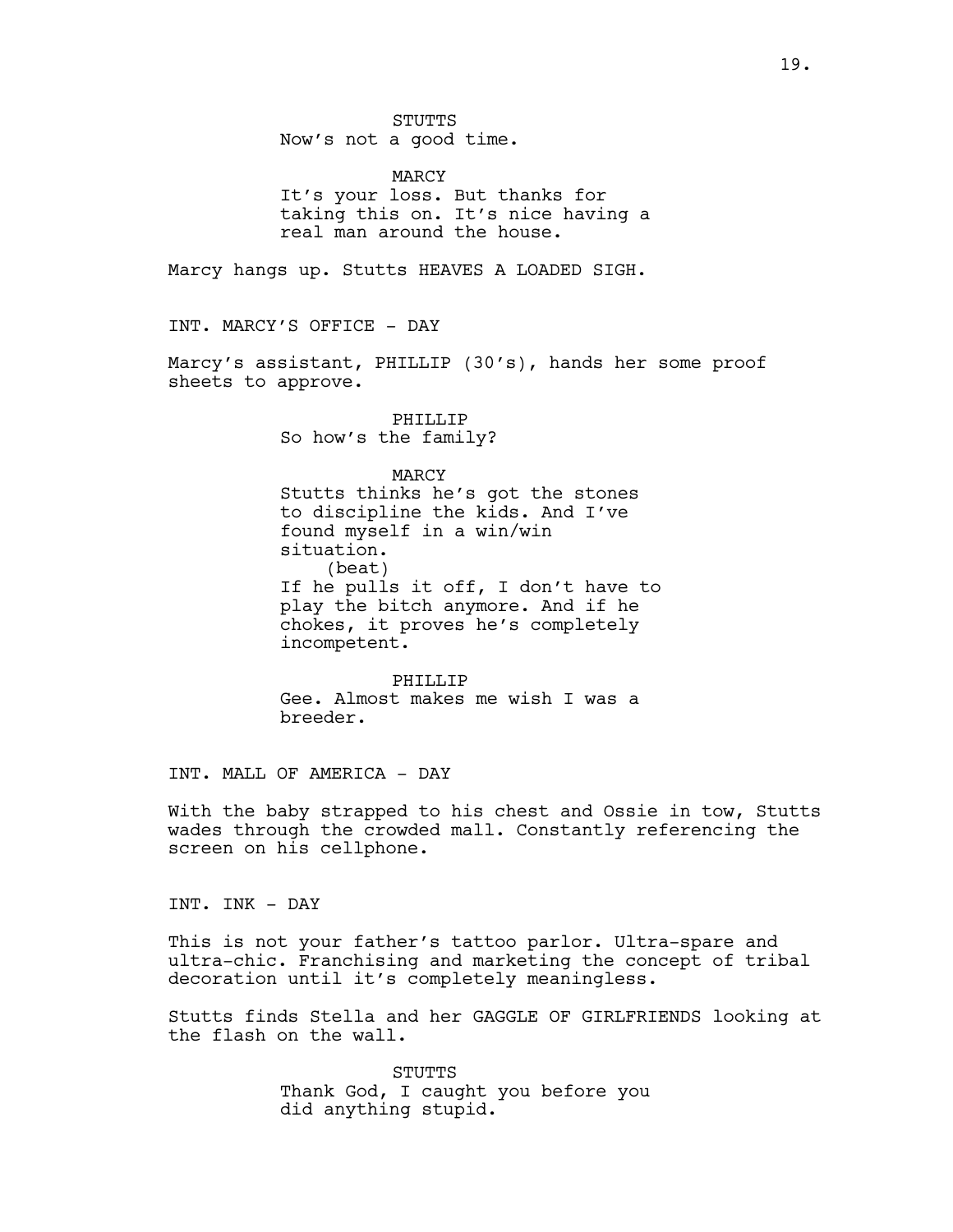STUTTS
Now's not a good time.

MARCY
It's your loss. But thanks for taking this on. It's nice having a real man around the house.

Marcy hangs up. Stutts HEAVES A LOADED SIGH.

INT. MARCY'S OFFICE - DAY

Marcy's assistant, PHILLIP (30's), hands her some proof sheets to approve.

PHILLIP
So how's the family?

MARCY
Stutts thinks he's got the stones to discipline the kids. And I've found myself in a win/win situation.
(beat)
If he pulls it off, I don't have to play the bitch anymore. And if he chokes, it proves he's completely incompetent.

PHILLIP
Gee. Almost makes me wish I was a breeder.

INT. MALL OF AMERICA - DAY

With the baby strapped to his chest and Ossie in tow, Stutts wades through the crowded mall. Constantly referencing the screen on his cellphone.

INT. INK - DAY

This is not your father's tattoo parlor. Ultra-spare and ultra-chic. Franchising and marketing the concept of tribal decoration until it's completely meaningless.

Stutts finds Stella and her GAGGLE OF GIRLFRIENDS looking at the flash on the wall.

STUTTS
Thank God, I caught you before you did anything stupid.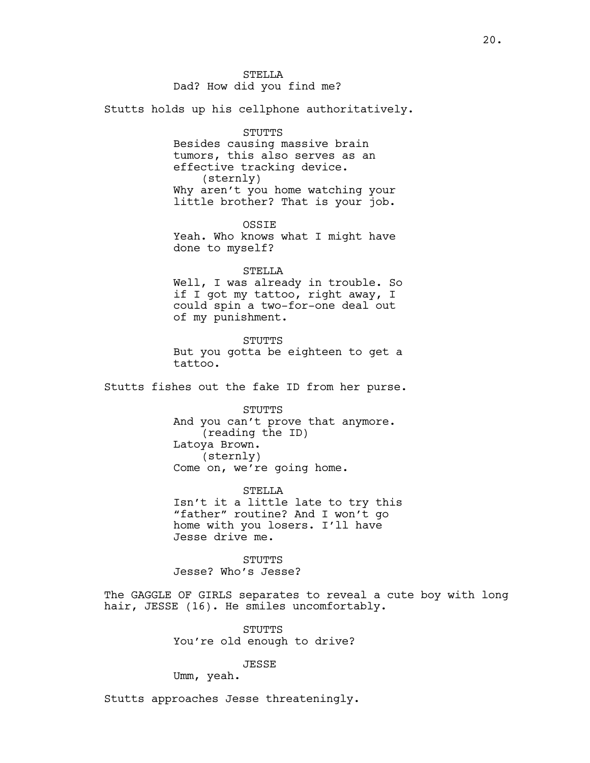STELLA
Dad? How did you find me?

Stutts holds up his cellphone authoritatively.

STUTTS
Besides causing massive brain tumors, this also serves as an effective tracking device.
(sternly)
Why aren't you home watching your little brother? That is your job.

OSSIE
Yeah. Who knows what I might have done to myself?

STELLA
Well, I was already in trouble. So if I got my tattoo, right away, I could spin a two-for-one deal out of my punishment.

STUTTS
But you gotta be eighteen to get a tattoo.

Stutts fishes out the fake ID from her purse.

STUTTS
And you can't prove that anymore.
(reading the ID)
Latoya Brown.
(sternly)
Come on, we're going home.

STELLA
Isn't it a little late to try this "father" routine? And I won't go home with you losers. I'll have Jesse drive me.

STUTTS
Jesse? Who's Jesse?

The GAGGLE OF GIRLS separates to reveal a cute boy with long hair, JESSE (16). He smiles uncomfortably.

STUTTS
You're old enough to drive?

JESSE
Umm, yeah.

Stutts approaches Jesse threateningly.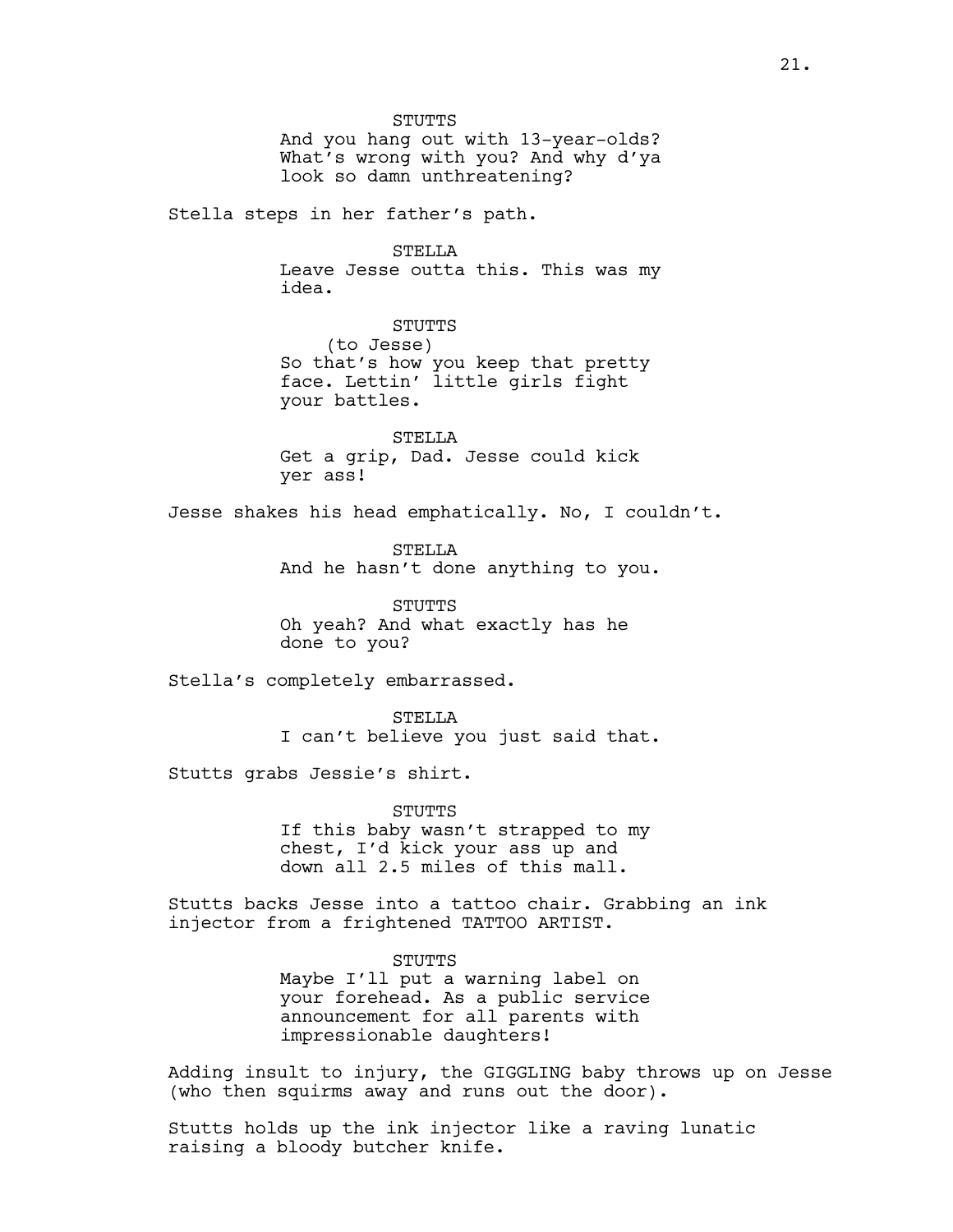STUTTS
And you hang out with 13-year-olds? What's wrong with you? And why d'ya look so damn unthreatening?

Stella steps in her father's path.

STELLA
Leave Jesse outta this. This was my idea.

STUTTS
(to Jesse)
So that's how you keep that pretty face. Lettin' little girls fight your battles.

STELLA
Get a grip, Dad. Jesse could kick yer ass!

Jesse shakes his head emphatically. No, I couldn't.

STELLA
And he hasn't done anything to you.

STUTTS
Oh yeah? And what exactly has he done to you?

Stella's completely embarrassed.

STELLA
I can't believe you just said that.

Stutts grabs Jessie's shirt.

STUTTS
If this baby wasn't strapped to my chest, I'd kick your ass up and down all 2.5 miles of this mall.

Stutts backs Jesse into a tattoo chair. Grabbing an ink injector from a frightened TATTOO ARTIST.

STUTTS
Maybe I'll put a warning label on your forehead. As a public service announcement for all parents with impressionable daughters!

Adding insult to injury, the GIGGLING baby throws up on Jesse (who then squirms away and runs out the door).

Stutts holds up the ink injector like a raving lunatic raising a bloody butcher knife.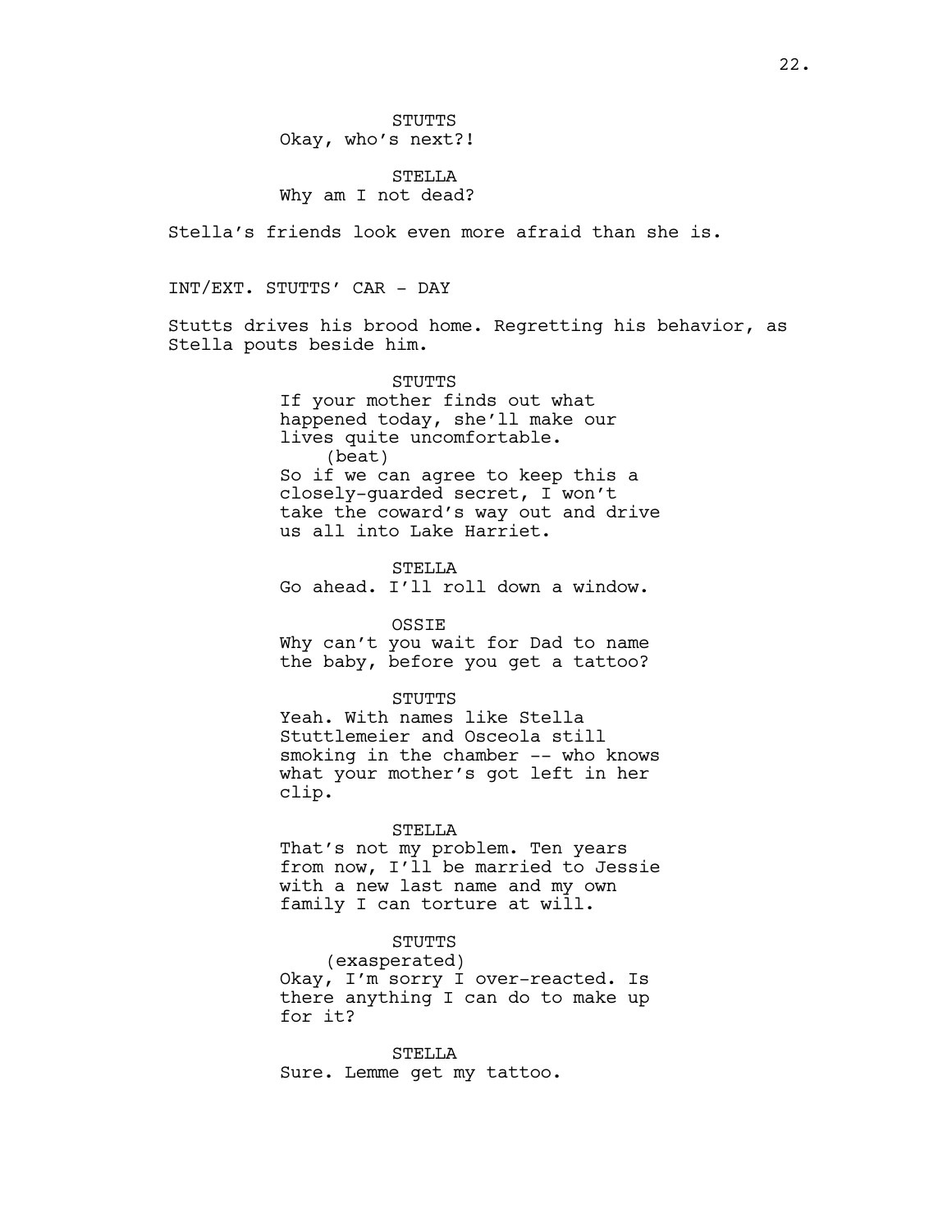STUTTS
Okay, who's next?!

STELLA
Why am I not dead?

Stella's friends look even more afraid than she is.

INT/EXT. STUTTS' CAR - DAY

Stutts drives his brood home. Regretting his behavior, as Stella pouts beside him.

STUTTS
If your mother finds out what happened today, she'll make our lives quite uncomfortable.
(beat)
So if we can agree to keep this a closely-guarded secret, I won't take the coward's way out and drive us all into Lake Harriet.

STELLA
Go ahead. I'll roll down a window.

OSSIE
Why can't you wait for Dad to name the baby, before you get a tattoo?

STUTTS
Yeah. With names like Stella Stuttlemeier and Osceola still smoking in the chamber -- who knows what your mother's got left in her clip.

STELLA
That's not my problem. Ten years from now, I'll be married to Jessie with a new last name and my own family I can torture at will.

STUTTS
(exasperated)
Okay, I'm sorry I over-reacted. Is there anything I can do to make up for it?

STELLA
Sure. Lemme get my tattoo.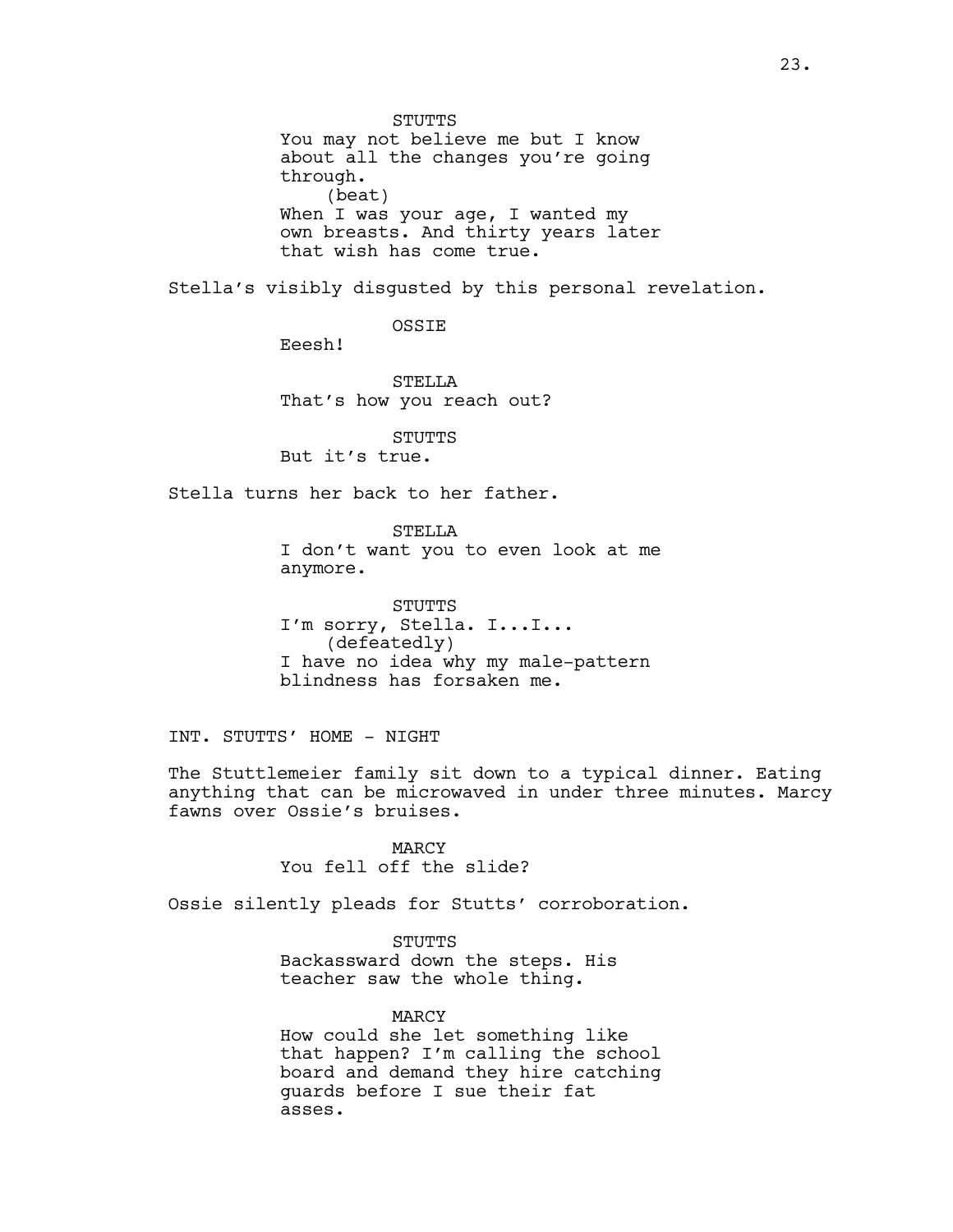STUTTS
You may not believe me but I know about all the changes you're going through.
(beat)
When I was your age, I wanted my own breasts. And thirty years later that wish has come true.

Stella's visibly disgusted by this personal revelation.

OSSIE
Eeesh!

STELLA
That's how you reach out?

STUTTS
But it's true.

Stella turns her back to her father.

STELLA
I don't want you to even look at me anymore.

STUTTS
I'm sorry, Stella. I...I...
(defeatedly)
I have no idea why my male-pattern blindness has forsaken me.

INT. STUTTS' HOME - NIGHT

The Stuttlemeier family sit down to a typical dinner. Eating anything that can be microwaved in under three minutes. Marcy fawns over Ossie's bruises.

MARCY
You fell off the slide?

Ossie silently pleads for Stutts' corroboration.

STUTTS
Backassward down the steps. His teacher saw the whole thing.

MARCY
How could she let something like that happen? I'm calling the school board and demand they hire catching guards before I sue their fat asses.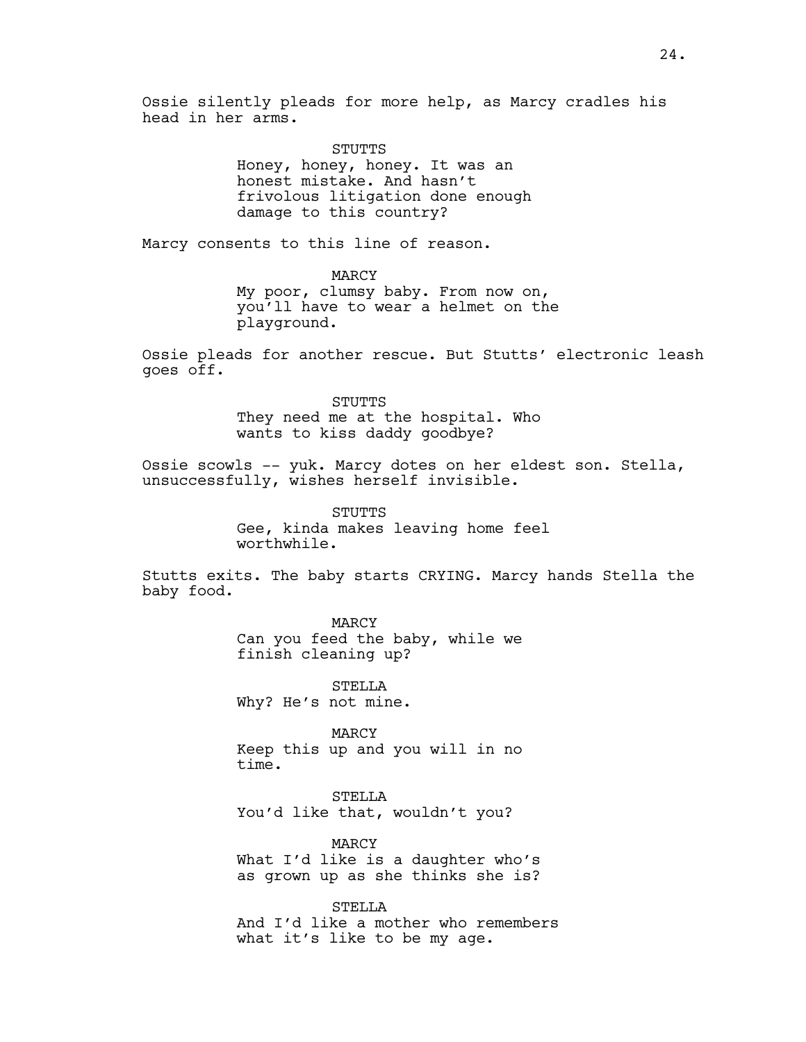Ossie silently pleads for more help, as Marcy cradles his head in her arms.

STUTTS
Honey, honey, honey. It was an honest mistake. And hasn't frivolous litigation done enough damage to this country?

Marcy consents to this line of reason.

MARCY
My poor, clumsy baby. From now on, you'll have to wear a helmet on the playground.

Ossie pleads for another rescue. But Stutts' electronic leash goes off.

STUTTS
They need me at the hospital. Who wants to kiss daddy goodbye?

Ossie scowls -- yuk. Marcy dotes on her eldest son. Stella, unsuccessfully, wishes herself invisible.

STUTTS
Gee, kinda makes leaving home feel worthwhile.

Stutts exits. The baby starts CRYING. Marcy hands Stella the baby food.

MARCY
Can you feed the baby, while we finish cleaning up?

STELLA
Why? He's not mine.

MARCY
Keep this up and you will in no time.

STELLA
You'd like that, wouldn't you?

MARCY
What I'd like is a daughter who's as grown up as she thinks she is?

STELLA
And I'd like a mother who remembers what it's like to be my age.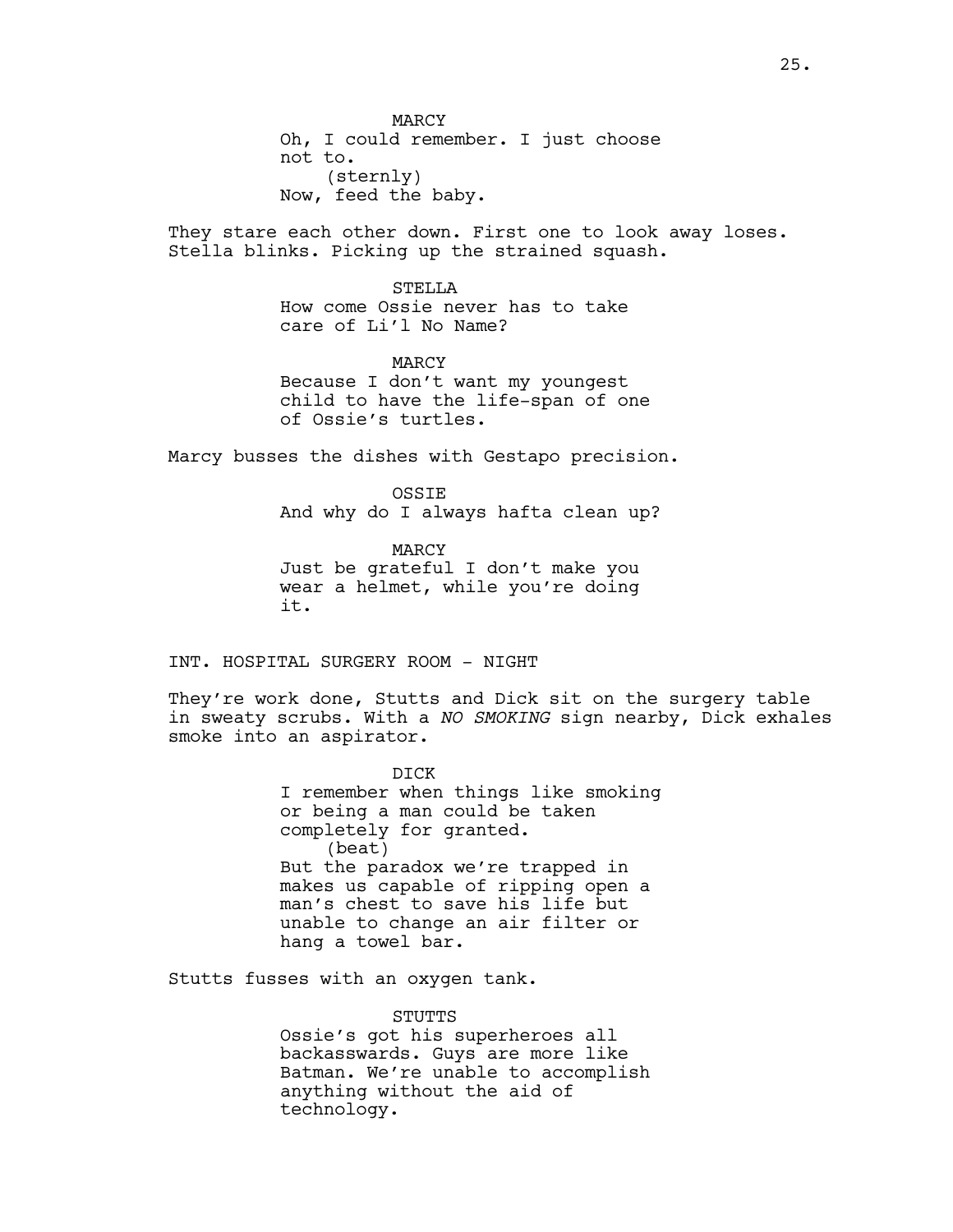MARCY
Oh, I could remember. I just choose not to.
(sternly)
Now, feed the baby.

They stare each other down. First one to look away loses. Stella blinks. Picking up the strained squash.

STELLA
How come Ossie never has to take care of Li'l No Name?

MARCY
Because I don't want my youngest child to have the life-span of one of Ossie's turtles.

Marcy busses the dishes with Gestapo precision.

OSSIE
And why do I always hafta clean up?

MARCY
Just be grateful I don't make you wear a helmet, while you're doing it.

INT. HOSPITAL SURGERY ROOM - NIGHT

They're work done, Stutts and Dick sit on the surgery table in sweaty scrubs. With a *NO SMOKING* sign nearby, Dick exhales smoke into an aspirator.

DICK
I remember when things like smoking or being a man could be taken completely for granted.
(beat)
But the paradox we're trapped in makes us capable of ripping open a man's chest to save his life but unable to change an air filter or hang a towel bar.

Stutts fusses with an oxygen tank.

STUTTS
Ossie's got his superheroes all backasswards. Guys are more like Batman. We're unable to accomplish anything without the aid of technology.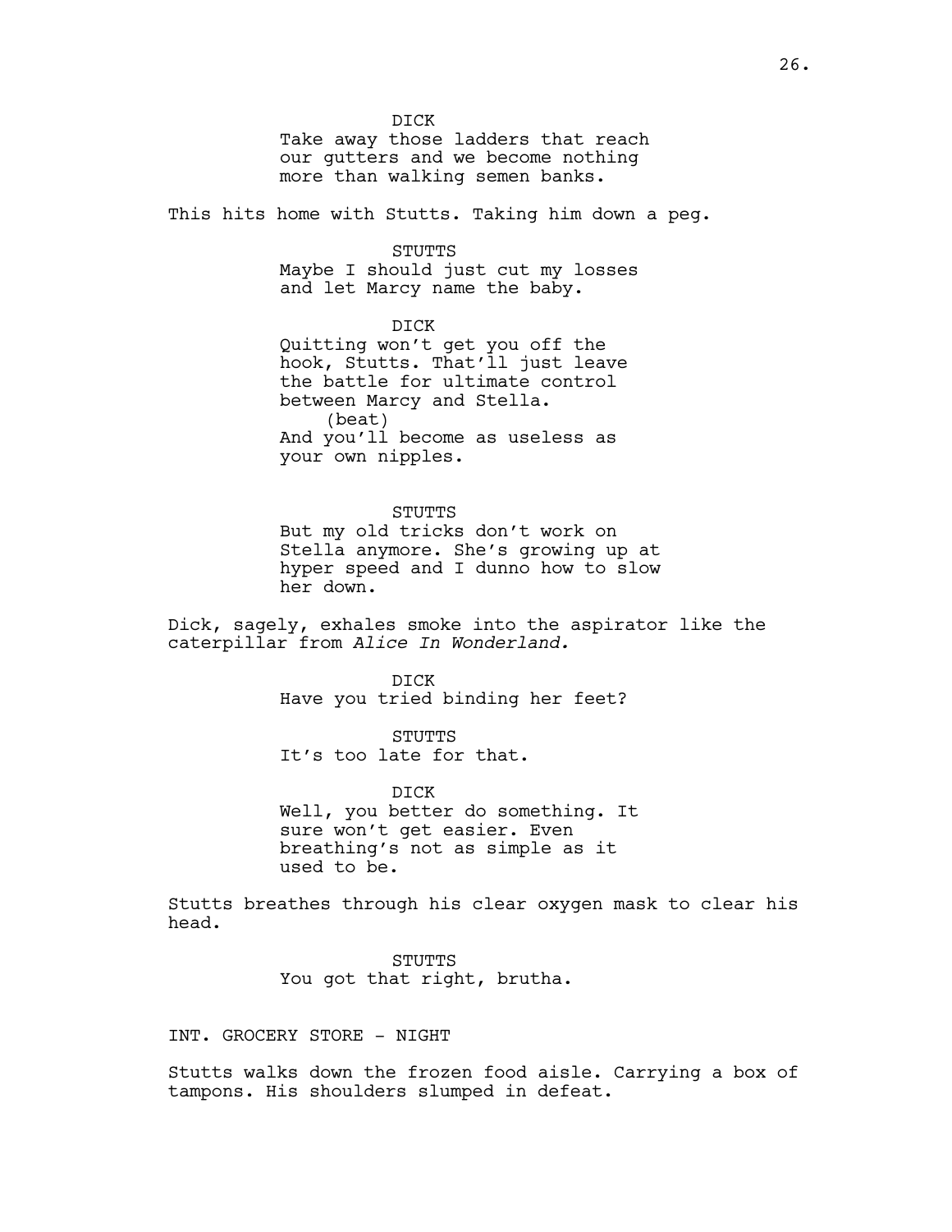DICK
Take away those ladders that reach our gutters and we become nothing more than walking semen banks.

This hits home with Stutts. Taking him down a peg.

STUTTS
Maybe I should just cut my losses and let Marcy name the baby.

DICK
Quitting won't get you off the hook, Stutts. That'll just leave the battle for ultimate control between Marcy and Stella.
(beat)
And you'll become as useless as your own nipples.

STUTTS
But my old tricks don't work on Stella anymore. She's growing up at hyper speed and I dunno how to slow her down.

Dick, sagely, exhales smoke into the aspirator like the caterpillar from *Alice In Wonderland.*

DICK
Have you tried binding her feet?

STUTTS
It's too late for that.

DICK
Well, you better do something. It sure won't get easier. Even breathing's not as simple as it used to be.

Stutts breathes through his clear oxygen mask to clear his head.

STUTTS
You got that right, brutha.

INT. GROCERY STORE - NIGHT

Stutts walks down the frozen food aisle. Carrying a box of tampons. His shoulders slumped in defeat.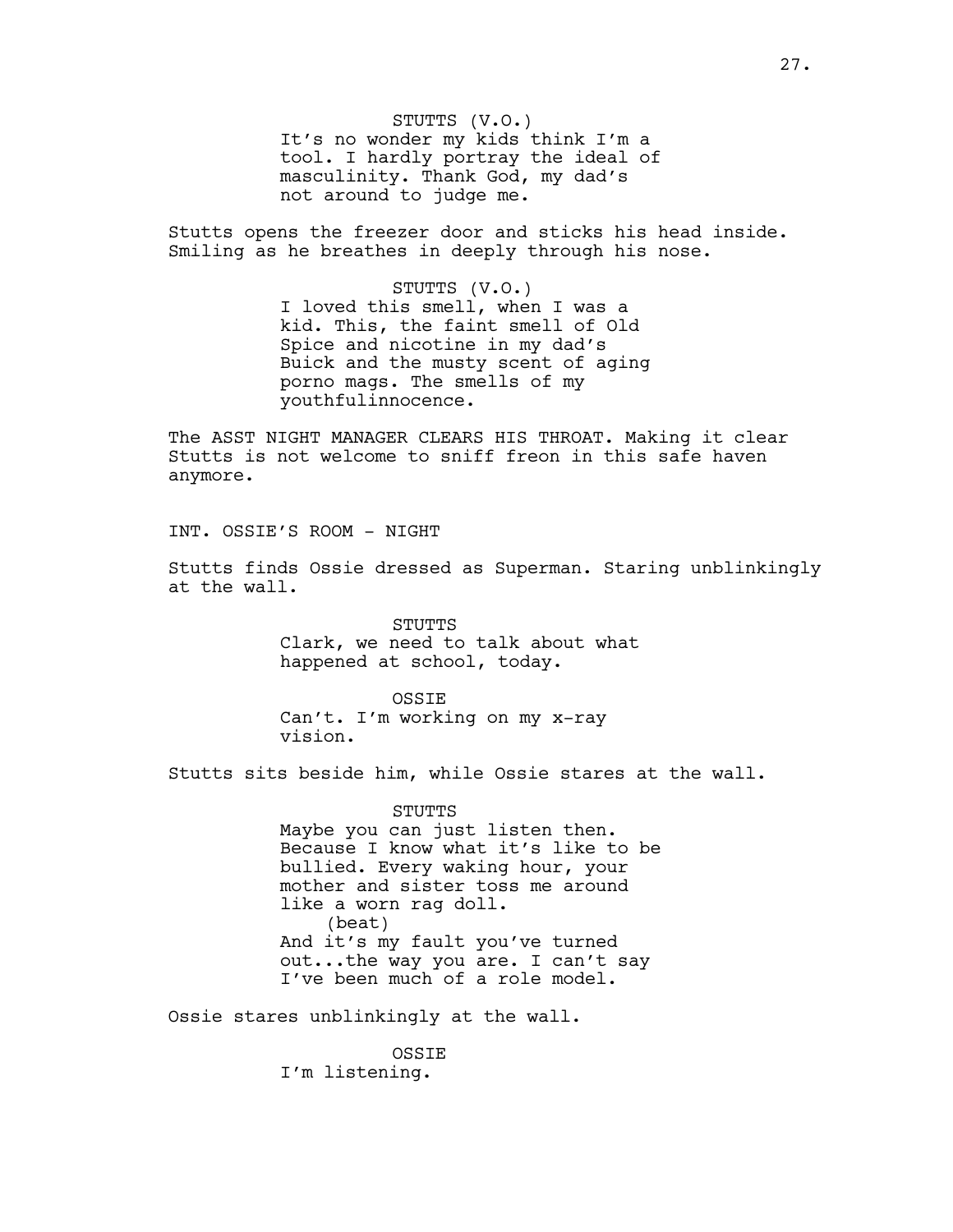STUTTS (V.O.)
It's no wonder my kids think I'm a tool. I hardly portray the ideal of masculinity. Thank God, my dad's not around to judge me.

Stutts opens the freezer door and sticks his head inside. Smiling as he breathes in deeply through his nose.

STUTTS (V.O.)
I loved this smell, when I was a kid. This, the faint smell of Old Spice and nicotine in my dad's Buick and the musty scent of aging porno mags. The smells of my youthfulinnocence.

The ASST NIGHT MANAGER CLEARS HIS THROAT. Making it clear Stutts is not welcome to sniff freon in this safe haven anymore.

INT. OSSIE'S ROOM - NIGHT

Stutts finds Ossie dressed as Superman. Staring unblinkingly at the wall.

STUTTS
Clark, we need to talk about what happened at school, today.

OSSIE
Can't. I'm working on my x-ray vision.

Stutts sits beside him, while Ossie stares at the wall.

STUTTS
Maybe you can just listen then. Because I know what it's like to be bullied. Every waking hour, your mother and sister toss me around like a worn rag doll.
(beat)
And it's my fault you've turned out...the way you are. I can't say I've been much of a role model.

Ossie stares unblinkingly at the wall.

OSSIE
I'm listening.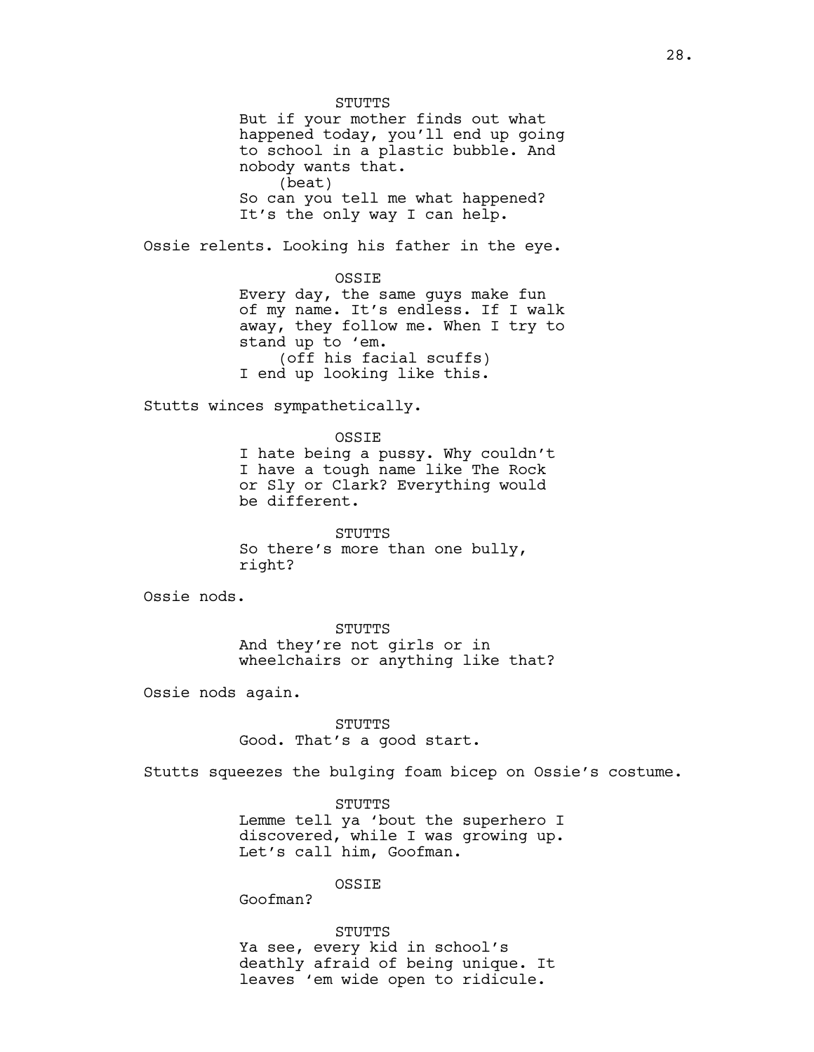STUTTS
But if your mother finds out what happened today, you'll end up going to school in a plastic bubble. And nobody wants that.
(beat)
So can you tell me what happened? It's the only way I can help.

Ossie relents. Looking his father in the eye.

OSSIE
Every day, the same guys make fun of my name. It's endless. If I walk away, they follow me. When I try to stand up to 'em.
(off his facial scuffs)
I end up looking like this.

Stutts winces sympathetically.

OSSIE
I hate being a pussy. Why couldn't I have a tough name like The Rock or Sly or Clark? Everything would be different.

STUTTS
So there's more than one bully, right?

Ossie nods.

STUTTS
And they're not girls or in wheelchairs or anything like that?

Ossie nods again.

STUTTS
Good. That's a good start.

Stutts squeezes the bulging foam bicep on Ossie's costume.

STUTTS
Lemme tell ya 'bout the superhero I discovered, while I was growing up. Let's call him, Goofman.

OSSIE
Goofman?

STUTTS
Ya see, every kid in school's deathly afraid of being unique. It leaves 'em wide open to ridicule.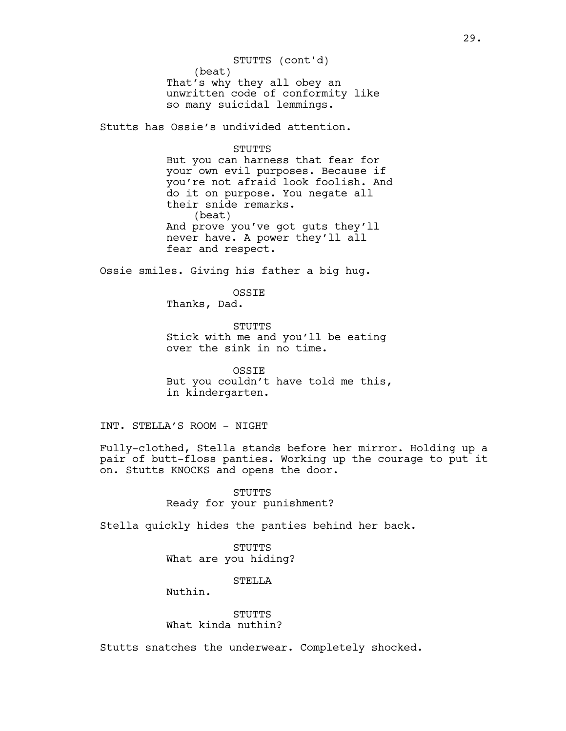STUTTS (cont'd)
(beat)
That's why they all obey an unwritten code of conformity like so many suicidal lemmings.

Stutts has Ossie's undivided attention.

STUTTS
But you can harness that fear for your own evil purposes. Because if you're not afraid look foolish. And do it on purpose. You negate all their snide remarks.
(beat)
And prove you've got guts they'll never have. A power they'll all fear and respect.

Ossie smiles. Giving his father a big hug.

OSSIE
Thanks, Dad.

STUTTS
Stick with me and you'll be eating over the sink in no time.

OSSIE
But you couldn't have told me this, in kindergarten.

INT. STELLA'S ROOM - NIGHT

Fully-clothed, Stella stands before her mirror. Holding up a pair of butt-floss panties. Working up the courage to put it on. Stutts KNOCKS and opens the door.

STUTTS
Ready for your punishment?

Stella quickly hides the panties behind her back.

STUTTS
What are you hiding?

STELLA
Nuthin.

STUTTS
What kinda nuthin?

Stutts snatches the underwear. Completely shocked.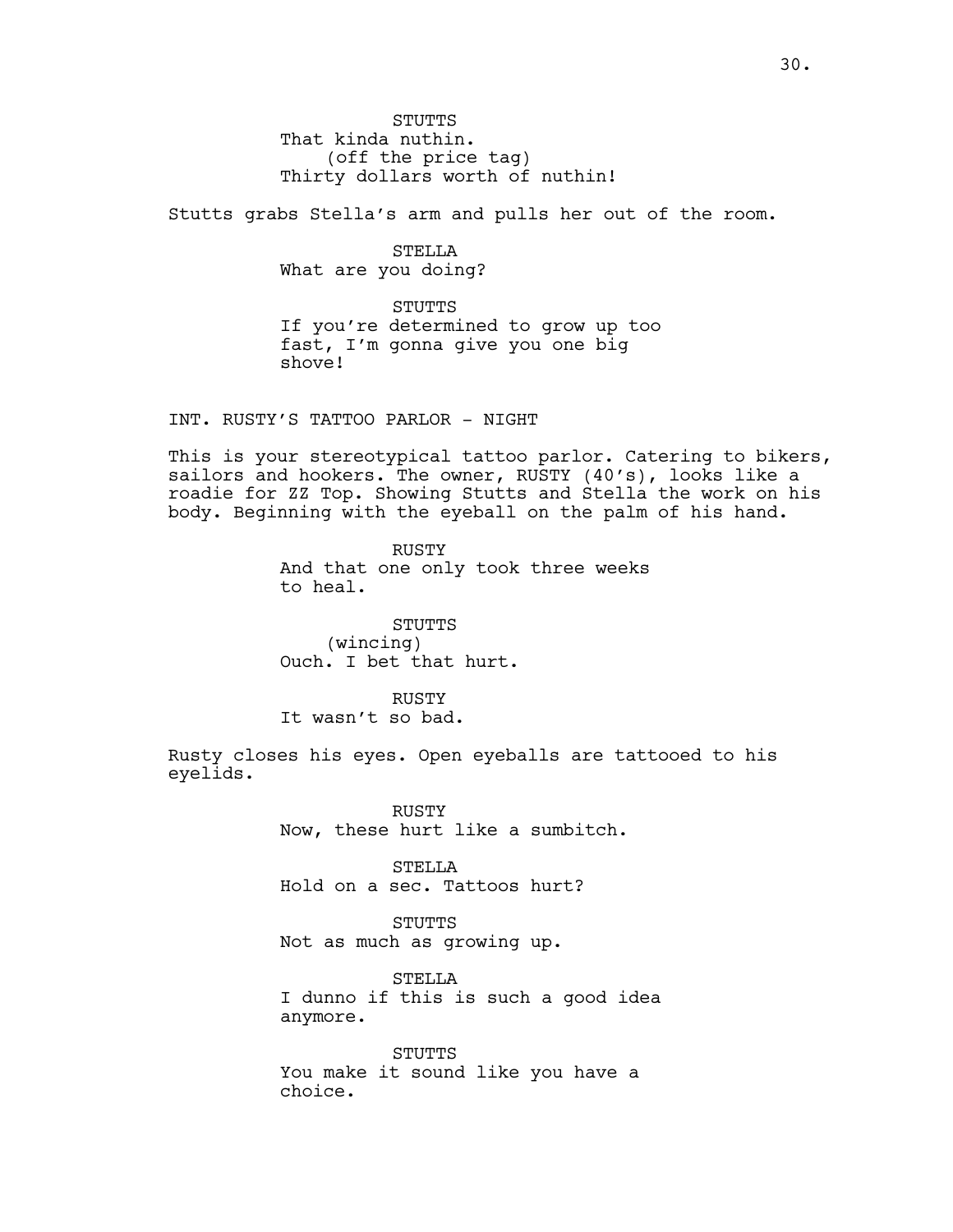STUTTS
That kinda nuthin.
(off the price tag)
Thirty dollars worth of nuthin!

Stutts grabs Stella's arm and pulls her out of the room.

STELLA
What are you doing?

STUTTS
If you're determined to grow up too fast, I'm gonna give you one big shove!

INT. RUSTY'S TATTOO PARLOR - NIGHT

This is your stereotypical tattoo parlor. Catering to bikers, sailors and hookers. The owner, RUSTY (40's), looks like a roadie for ZZ Top. Showing Stutts and Stella the work on his body. Beginning with the eyeball on the palm of his hand.

RUSTY
And that one only took three weeks to heal.

STUTTS
(wincing)
Ouch. I bet that hurt.

RUSTY
It wasn't so bad.

Rusty closes his eyes. Open eyeballs are tattooed to his eyelids.

RUSTY
Now, these hurt like a sumbitch.

STELLA
Hold on a sec. Tattoos hurt?

STUTTS
Not as much as growing up.

STELLA
I dunno if this is such a good idea anymore.

STUTTS
You make it sound like you have a choice.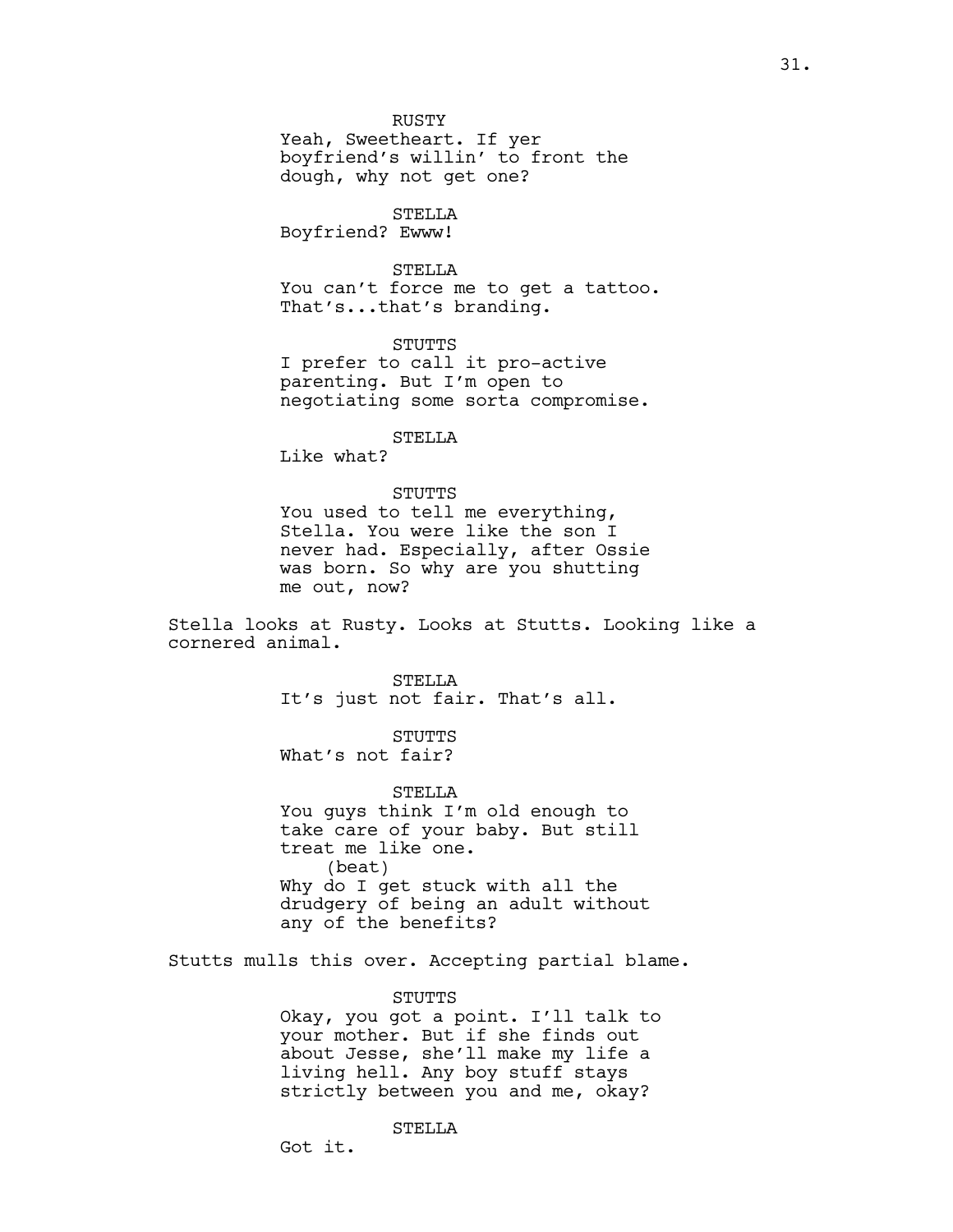RUSTY

Yeah, Sweetheart. If yer boyfriend's willin' to front the dough, why not get one?

STELLA

Boyfriend? Ewww!

STELLA

You can't force me to get a tattoo. That's...that's branding.

STUTTS

I prefer to call it pro-active parenting. But I'm open to negotiating some sorta compromise.

STELLA

Like what?

STUTTS

You used to tell me everything, Stella. You were like the son I never had. Especially, after Ossie was born. So why are you shutting me out, now?

Stella looks at Rusty. Looks at Stutts. Looking like a cornered animal.

STELLA

It's just not fair. That's all.

STUTTS

What's not fair?

STELLA

You guys think I'm old enough to take care of your baby. But still treat me like one.

(beat)

Why do I get stuck with all the drudgery of being an adult without any of the benefits?

Stutts mulls this over. Accepting partial blame.

STUTTS

Okay, you got a point. I'll talk to your mother. But if she finds out about Jesse, she'll make my life a living hell. Any boy stuff stays strictly between you and me, okay?

STELLA

Got it.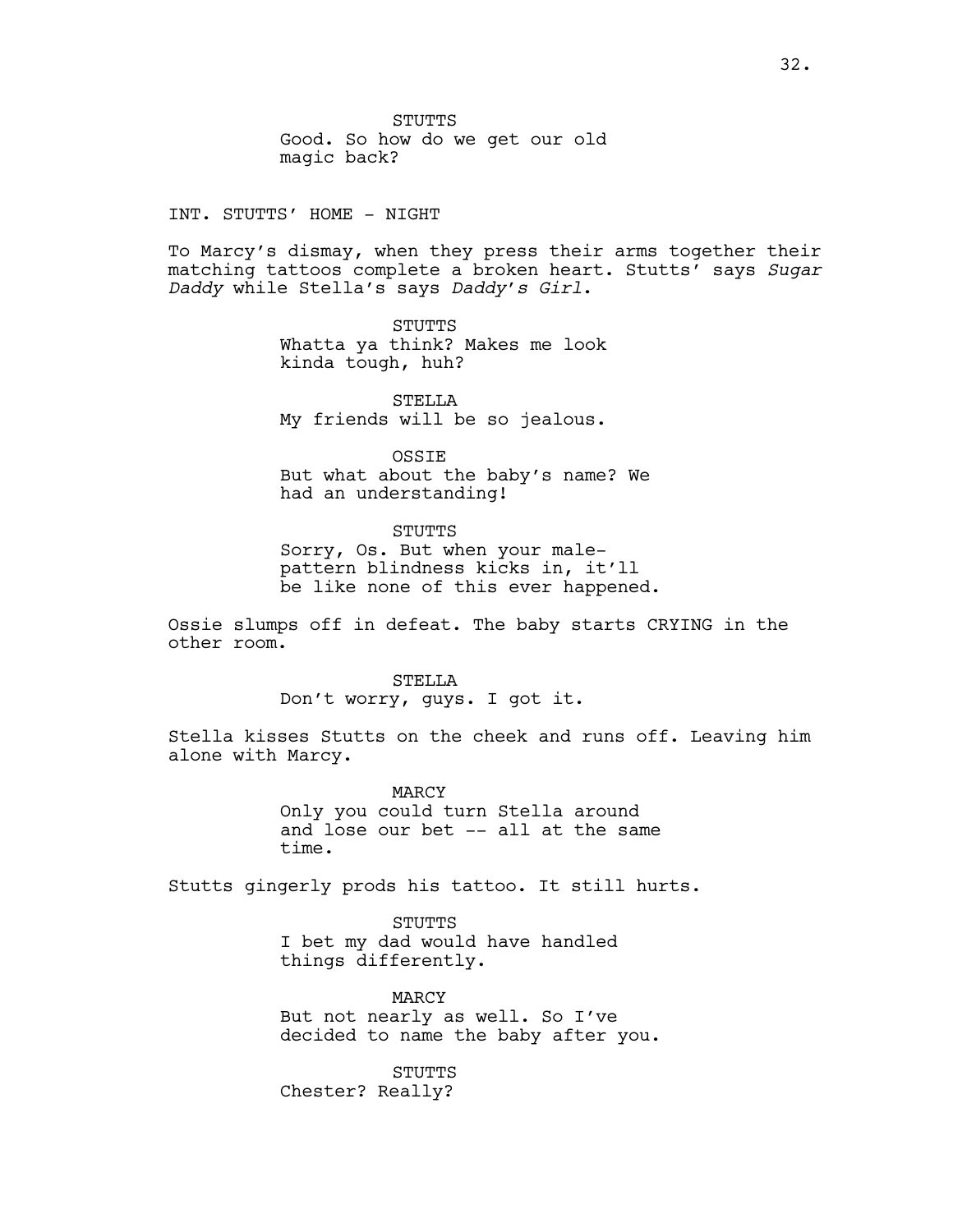STUTTS
Good. So how do we get our old magic back?

INT. STUTTS' HOME - NIGHT

To Marcy's dismay, when they press their arms together their matching tattoos complete a broken heart. Stutts' says *Sugar Daddy* while Stella's says *Daddy's Girl*.

STUTTS
Whatta ya think? Makes me look kinda tough, huh?

STELLA
My friends will be so jealous.

OSSIE
But what about the baby's name? We had an understanding!

STUTTS
Sorry, Os. But when your male-pattern blindness kicks in, it'll be like none of this ever happened.

Ossie slumps off in defeat. The baby starts CRYING in the other room.

STELLA
Don't worry, guys. I got it.

Stella kisses Stutts on the cheek and runs off. Leaving him alone with Marcy.

MARCY
Only you could turn Stella around and lose our bet -- all at the same time.

Stutts gingerly prods his tattoo. It still hurts.

STUTTS
I bet my dad would have handled things differently.

MARCY
But not nearly as well. So I've decided to name the baby after you.

STUTTS
Chester? Really?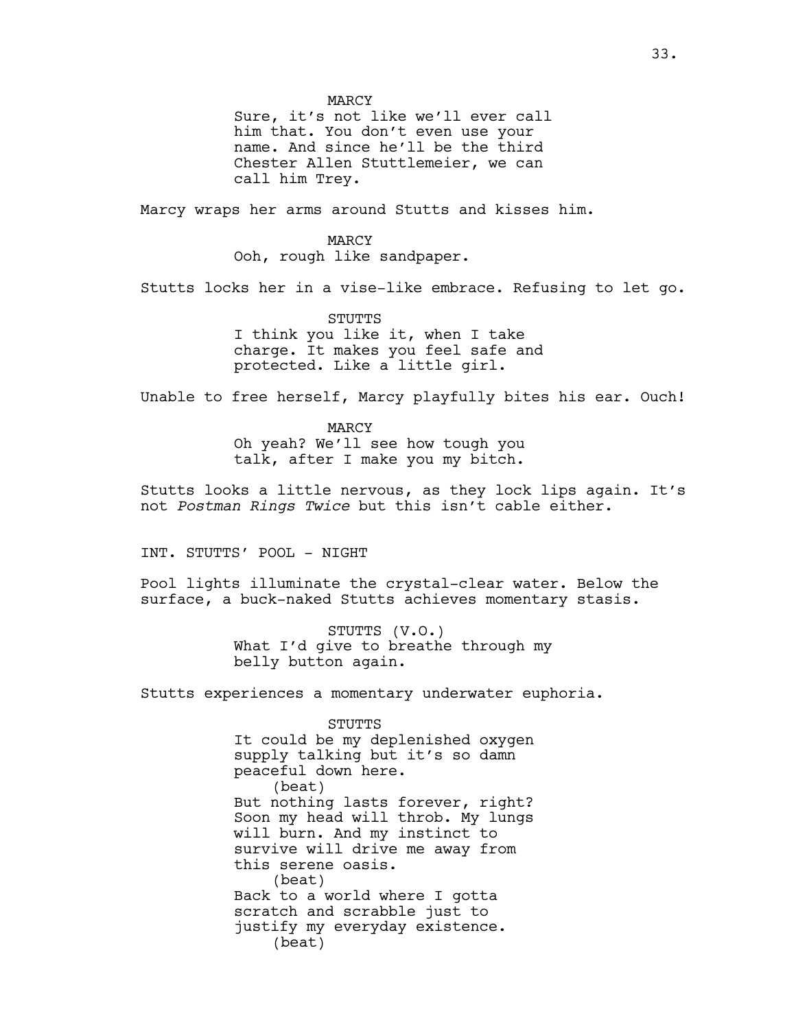MARCY
Sure, it's not like we'll ever call him that. You don't even use your name. And since he'll be the third Chester Allen Stuttlemeier, we can call him Trey.

Marcy wraps her arms around Stutts and kisses him.

MARCY
Ooh, rough like sandpaper.

Stutts locks her in a vise-like embrace. Refusing to let go.

STUTTS
I think you like it, when I take charge. It makes you feel safe and protected. Like a little girl.

Unable to free herself, Marcy playfully bites his ear. Ouch!

MARCY
Oh yeah? We'll see how tough you talk, after I make you my bitch.

Stutts looks a little nervous, as they lock lips again. It's not *Postman Rings Twice* but this isn't cable either.

INT. STUTTS' POOL - NIGHT

Pool lights illuminate the crystal-clear water. Below the surface, a buck-naked Stutts achieves momentary stasis.

STUTTS (V.O.)
What I'd give to breathe through my belly button again.

Stutts experiences a momentary underwater euphoria.

STUTTS
It could be my deplenished oxygen supply talking but it's so damn peaceful down here.
(beat)
But nothing lasts forever, right? Soon my head will throb. My lungs will burn. And my instinct to survive will drive me away from this serene oasis.
(beat)
Back to a world where I gotta scratch and scrabble just to justify my everyday existence.
(beat)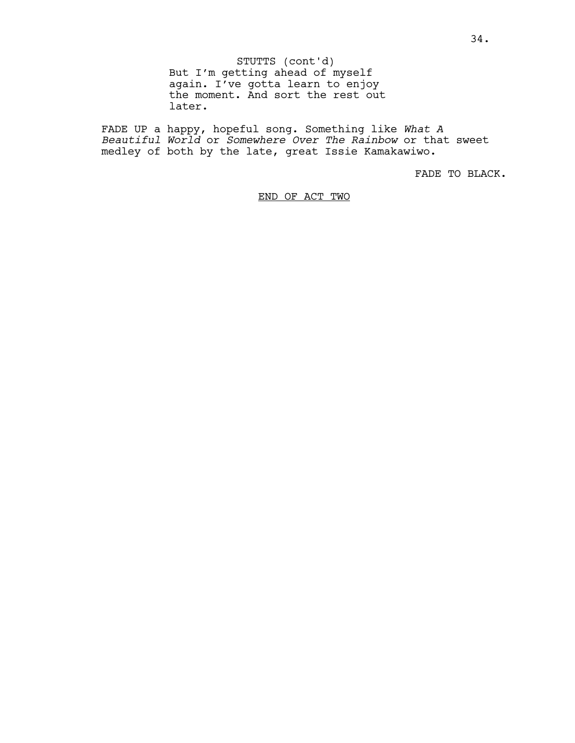STUTTS (cont'd)
But I'm getting ahead of myself again. I've gotta learn to enjoy the moment. And sort the rest out later.

FADE UP a happy, hopeful song. Something like *What A Beautiful World* or *Somewhere Over The Rainbow* or that sweet medley of both by the late, great Issie Kamakawiwo.

FADE TO BLACK.

END OF ACT TWO